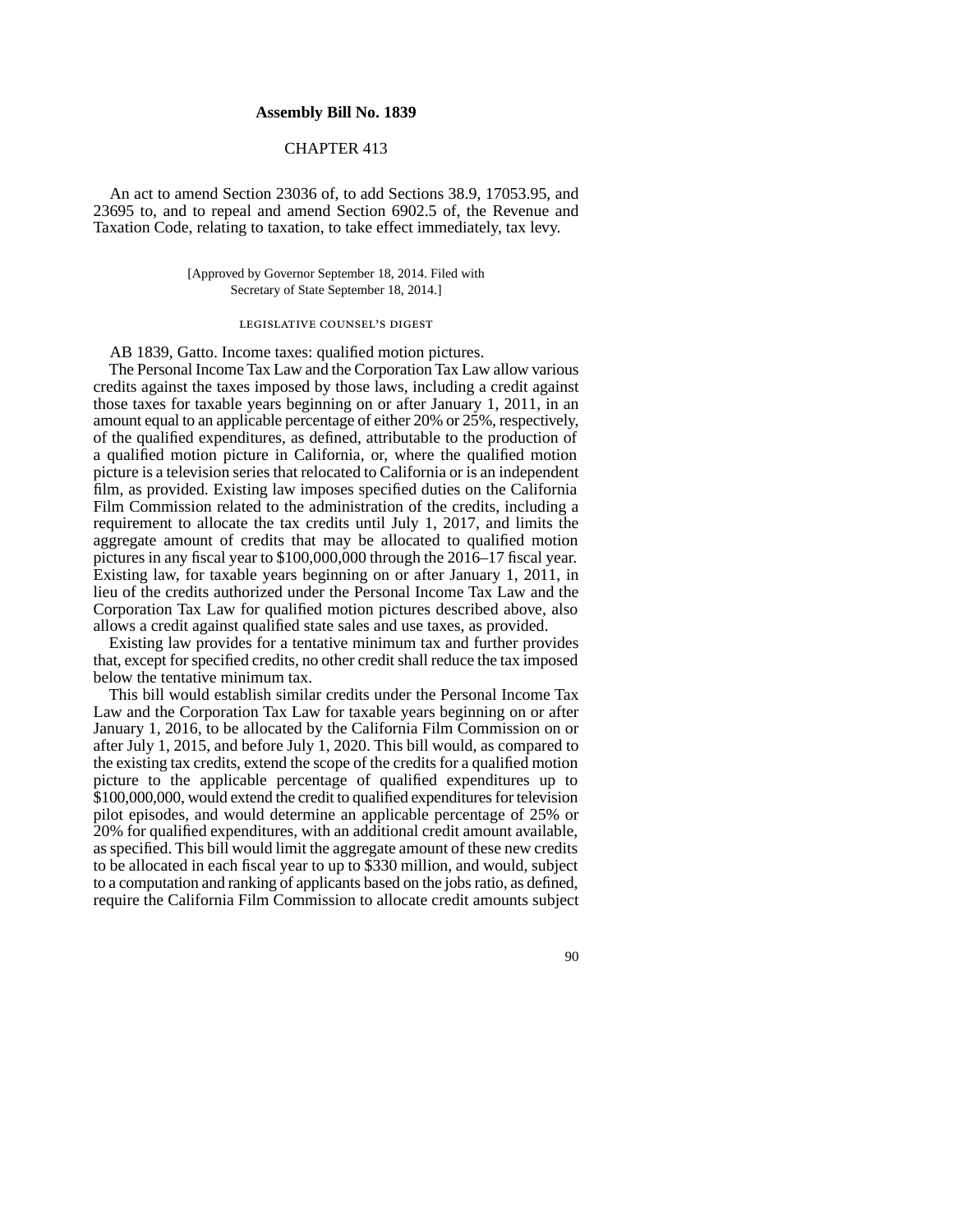# Assembly Bill No. 1839

## CHAPTER 413

An act to amend Section 23036 of, to add Sections 38.9, 17053.95, and 23695 to, and to repeal and amend Section 6902.5 of, the Revenue and Taxation Code, relating to taxation, to take effect immediately, tax levy.

[Approved by Governor September 18, 2014. Filed with Secretary of State September 18, 2014.]

### LEGISLATIVE COUNSEL'S DIGEST

AB 1839, Gatto. Income taxes: qualified motion pictures.

The Personal Income Tax Law and the Corporation Tax Law allow various credits against the taxes imposed by those laws, including a credit against those taxes for taxable years beginning on or after January 1, 2011, in an amount equal to an applicable percentage of either 20% or 25%, respectively, of the qualified expenditures, as defined, attributable to the production of a qualified motion picture in California, or, where the qualified motion picture is a television series that relocated to California or is an independent film, as provided. Existing law imposes specified duties on the California Film Commission related to the administration of the credits, including a requirement to allocate the tax credits until July 1, 2017, and limits the aggregate amount of credits that may be allocated to qualified motion pictures in any fiscal year to $100,000,000 through the 2016–17 fiscal year. Existing law, for taxable years beginning on or after January 1, 2011, in lieu of the credits authorized under the Personal Income Tax Law and the Corporation Tax Law for qualified motion pictures described above, also allows a credit against qualified state sales and use taxes, as provided.

Existing law provides for a tentative minimum tax and further provides that, except for specified credits, no other credit shall reduce the tax imposed below the tentative minimum tax.

This bill would establish similar credits under the Personal Income Tax Law and the Corporation Tax Law for taxable years beginning on or after January 1, 2016, to be allocated by the California Film Commission on or after July 1, 2015, and before July 1, 2020. This bill would, as compared to the existing tax credits, extend the scope of the credits for a qualified motion picture to the applicable percentage of qualified expenditures up to $100,000,000, would extend the credit to qualified expenditures for television pilot episodes, and would determine an applicable percentage of 25% or 20% for qualified expenditures, with an additional credit amount available, as specified. This bill would limit the aggregate amount of these new credits to be allocated in each fiscal year to up to $330 million, and would, subject to a computation and ranking of applicants based on the jobs ratio, as defined, require the California Film Commission to allocate credit amounts subject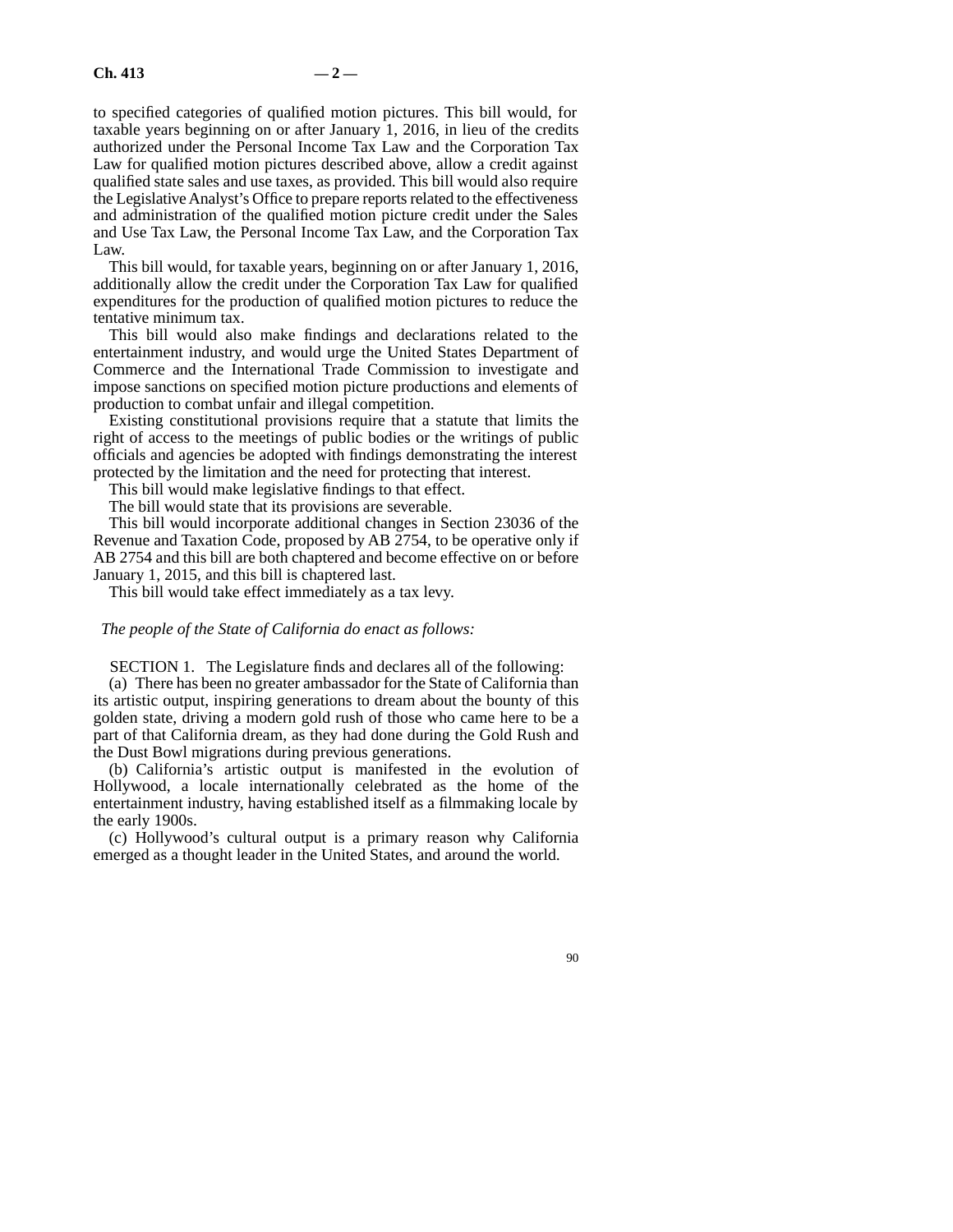to specified categories of qualified motion pictures. This bill would, for taxable years beginning on or after January 1, 2016, in lieu of the credits authorized under the Personal Income Tax Law and the Corporation Tax Law for qualified motion pictures described above, allow a credit against qualified state sales and use taxes, as provided. This bill would also require the Legislative Analyst's Office to prepare reports related to the effectiveness and administration of the qualified motion picture credit under the Sales and Use Tax Law, the Personal Income Tax Law, and the Corporation Tax Law.

This bill would, for taxable years, beginning on or after January 1, 2016, additionally allow the credit under the Corporation Tax Law for qualified expenditures for the production of qualified motion pictures to reduce the tentative minimum tax.

This bill would also make findings and declarations related to the entertainment industry, and would urge the United States Department of Commerce and the International Trade Commission to investigate and impose sanctions on specified motion picture productions and elements of production to combat unfair and illegal competition.

Existing constitutional provisions require that a statute that limits the right of access to the meetings of public bodies or the writings of public officials and agencies be adopted with findings demonstrating the interest protected by the limitation and the need for protecting that interest.

This bill would make legislative findings to that effect.

The bill would state that its provisions are severable.

This bill would incorporate additional changes in Section 23036 of the Revenue and Taxation Code, proposed by AB 2754, to be operative only if AB 2754 and this bill are both chaptered and become effective on or before January 1, 2015, and this bill is chaptered last.

This bill would take effect immediately as a tax levy.

*The people of the State of California do enact as follows:*

SECTION 1. The Legislature finds and declares all of the following:

(a) There has been no greater ambassador for the State of California than its artistic output, inspiring generations to dream about the bounty of this golden state, driving a modern gold rush of those who came here to be a part of that California dream, as they had done during the Gold Rush and the Dust Bowl migrations during previous generations.

(b) California's artistic output is manifested in the evolution of Hollywood, a locale internationally celebrated as the home of the entertainment industry, having established itself as a filmmaking locale by the early 1900s.

(c) Hollywood's cultural output is a primary reason why California emerged as a thought leader in the United States, and around the world.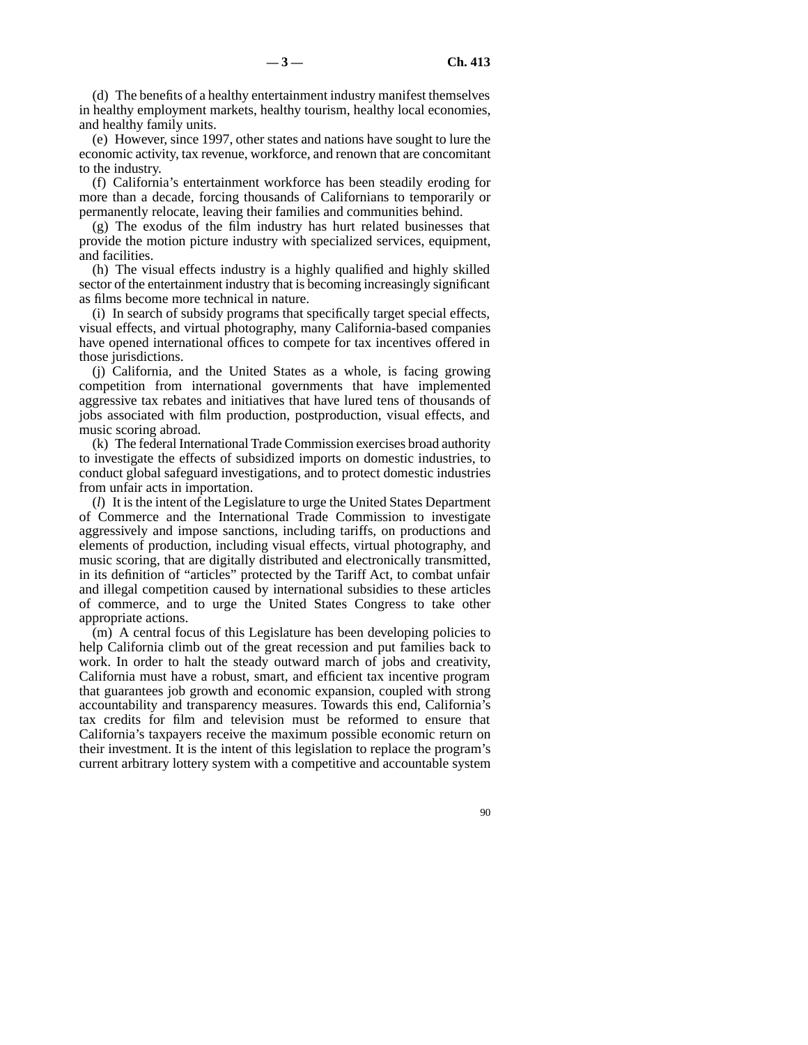(d) The benefits of a healthy entertainment industry manifest themselves in healthy employment markets, healthy tourism, healthy local economies, and healthy family units.

(e) However, since 1997, other states and nations have sought to lure the economic activity, tax revenue, workforce, and renown that are concomitant to the industry.

(f) California's entertainment workforce has been steadily eroding for more than a decade, forcing thousands of Californians to temporarily or permanently relocate, leaving their families and communities behind.

(g) The exodus of the film industry has hurt related businesses that provide the motion picture industry with specialized services, equipment, and facilities.

(h) The visual effects industry is a highly qualified and highly skilled sector of the entertainment industry that is becoming increasingly significant as films become more technical in nature.

(i) In search of subsidy programs that specifically target special effects, visual effects, and virtual photography, many California-based companies have opened international offices to compete for tax incentives offered in those jurisdictions.

(j) California, and the United States as a whole, is facing growing competition from international governments that have implemented aggressive tax rebates and initiatives that have lured tens of thousands of jobs associated with film production, postproduction, visual effects, and music scoring abroad.

(k) The federal International Trade Commission exercises broad authority to investigate the effects of subsidized imports on domestic industries, to conduct global safeguard investigations, and to protect domestic industries from unfair acts in importation.

(*l*) It is the intent of the Legislature to urge the United States Department of Commerce and the International Trade Commission to investigate aggressively and impose sanctions, including tariffs, on productions and elements of production, including visual effects, virtual photography, and music scoring, that are digitally distributed and electronically transmitted, in its definition of "articles" protected by the Tariff Act, to combat unfair and illegal competition caused by international subsidies to these articles of commerce, and to urge the United States Congress to take other appropriate actions.

(m) A central focus of this Legislature has been developing policies to help California climb out of the great recession and put families back to work. In order to halt the steady outward march of jobs and creativity, California must have a robust, smart, and efficient tax incentive program that guarantees job growth and economic expansion, coupled with strong accountability and transparency measures. Towards this end, California's tax credits for film and television must be reformed to ensure that California's taxpayers receive the maximum possible economic return on their investment. It is the intent of this legislation to replace the program's current arbitrary lottery system with a competitive and accountable system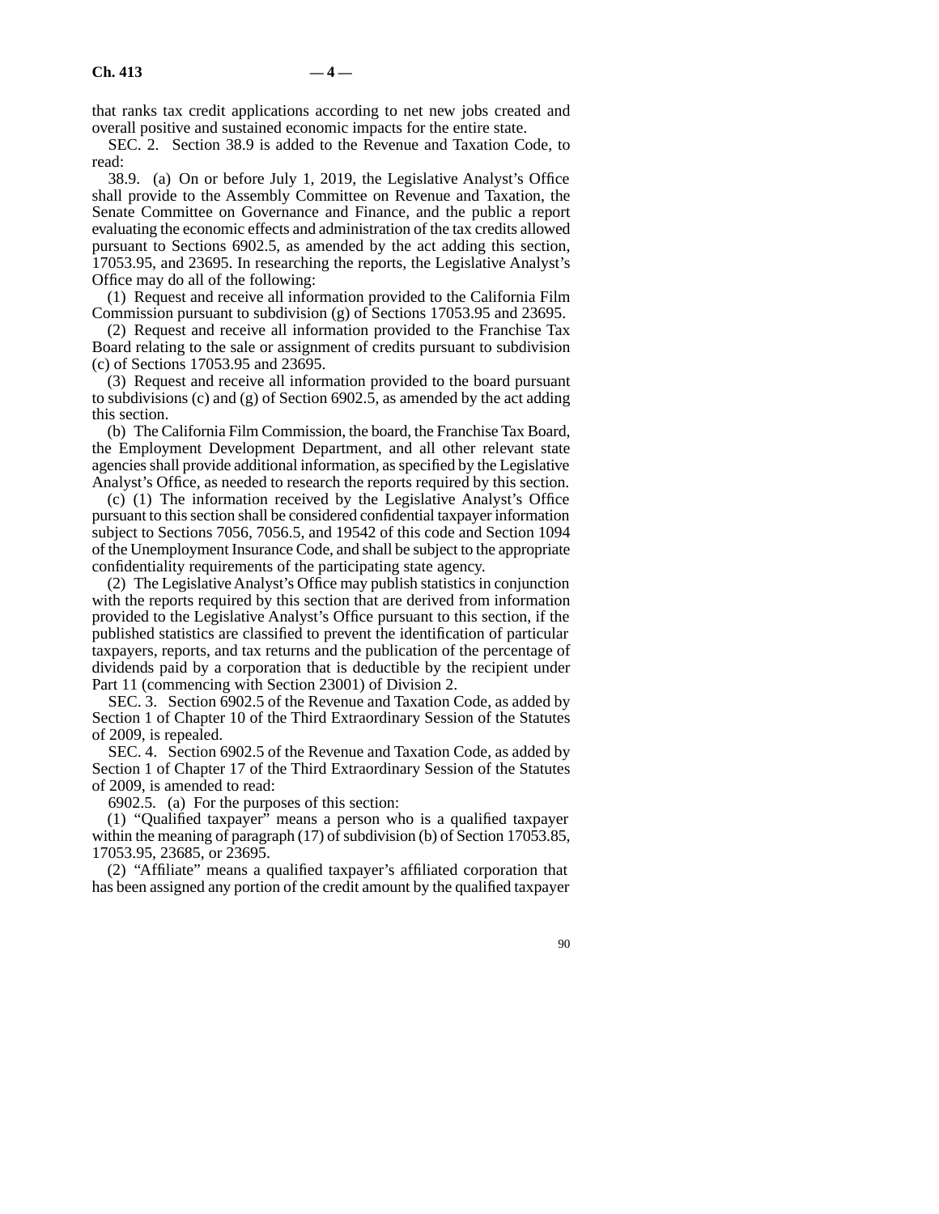that ranks tax credit applications according to net new jobs created and overall positive and sustained economic impacts for the entire state.

SEC. 2. Section 38.9 is added to the Revenue and Taxation Code, to read:

38.9. (a) On or before July 1, 2019, the Legislative Analyst's Office shall provide to the Assembly Committee on Revenue and Taxation, the Senate Committee on Governance and Finance, and the public a report evaluating the economic effects and administration of the tax credits allowed pursuant to Sections 6902.5, as amended by the act adding this section, 17053.95, and 23695. In researching the reports, the Legislative Analyst's Office may do all of the following:

(1) Request and receive all information provided to the California Film Commission pursuant to subdivision (g) of Sections 17053.95 and 23695.

(2) Request and receive all information provided to the Franchise Tax Board relating to the sale or assignment of credits pursuant to subdivision (c) of Sections 17053.95 and 23695.

(3) Request and receive all information provided to the board pursuant to subdivisions (c) and (g) of Section 6902.5, as amended by the act adding this section.

(b) The California Film Commission, the board, the Franchise Tax Board, the Employment Development Department, and all other relevant state agencies shall provide additional information, as specified by the Legislative Analyst's Office, as needed to research the reports required by this section.

(c) (1) The information received by the Legislative Analyst's Office pursuant to this section shall be considered confidential taxpayer information subject to Sections 7056, 7056.5, and 19542 of this code and Section 1094 of the Unemployment Insurance Code, and shall be subject to the appropriate confidentiality requirements of the participating state agency.

(2) The Legislative Analyst's Office may publish statistics in conjunction with the reports required by this section that are derived from information provided to the Legislative Analyst's Office pursuant to this section, if the published statistics are classified to prevent the identification of particular taxpayers, reports, and tax returns and the publication of the percentage of dividends paid by a corporation that is deductible by the recipient under Part 11 (commencing with Section 23001) of Division 2.

SEC. 3. Section 6902.5 of the Revenue and Taxation Code, as added by Section 1 of Chapter 10 of the Third Extraordinary Session of the Statutes of 2009, is repealed.

SEC. 4. Section 6902.5 of the Revenue and Taxation Code, as added by Section 1 of Chapter 17 of the Third Extraordinary Session of the Statutes of 2009, is amended to read:

6902.5. (a) For the purposes of this section:

(1) "Qualified taxpayer" means a person who is a qualified taxpayer within the meaning of paragraph (17) of subdivision (b) of Section 17053.85, 17053.95, 23685, or 23695.

(2) "Affiliate" means a qualified taxpayer's affiliated corporation that has been assigned any portion of the credit amount by the qualified taxpayer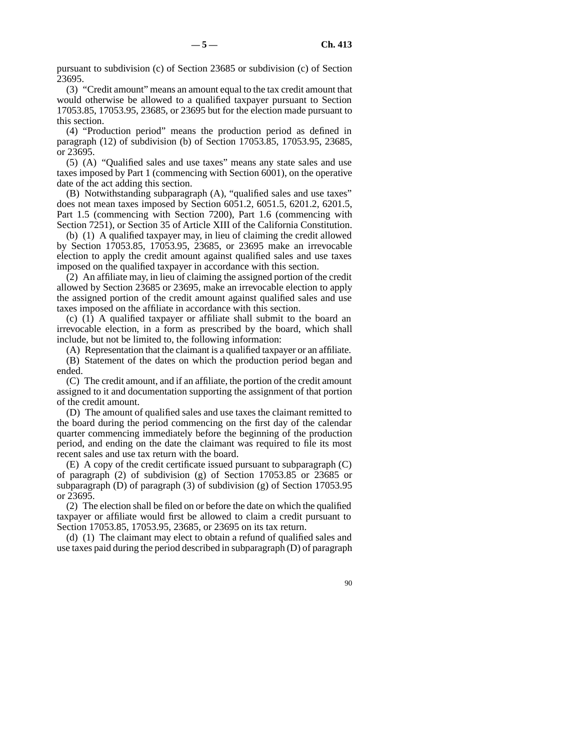pursuant to subdivision (c) of Section 23685 or subdivision (c) of Section 23695.

(3) "Credit amount" means an amount equal to the tax credit amount that would otherwise be allowed to a qualified taxpayer pursuant to Section 17053.85, 17053.95, 23685, or 23695 but for the election made pursuant to this section.

(4) "Production period" means the production period as defined in paragraph (12) of subdivision (b) of Section 17053.85, 17053.95, 23685, or 23695.

(5) (A) "Qualified sales and use taxes" means any state sales and use taxes imposed by Part 1 (commencing with Section 6001), on the operative date of the act adding this section.

(B) Notwithstanding subparagraph (A), "qualified sales and use taxes" does not mean taxes imposed by Section 6051.2, 6051.5, 6201.2, 6201.5, Part 1.5 (commencing with Section 7200), Part 1.6 (commencing with Section 7251), or Section 35 of Article XIII of the California Constitution.

(b) (1) A qualified taxpayer may, in lieu of claiming the credit allowed by Section 17053.85, 17053.95, 23685, or 23695 make an irrevocable election to apply the credit amount against qualified sales and use taxes imposed on the qualified taxpayer in accordance with this section.

(2) An affiliate may, in lieu of claiming the assigned portion of the credit allowed by Section 23685 or 23695, make an irrevocable election to apply the assigned portion of the credit amount against qualified sales and use taxes imposed on the affiliate in accordance with this section.

(c) (1) A qualified taxpayer or affiliate shall submit to the board an irrevocable election, in a form as prescribed by the board, which shall include, but not be limited to, the following information:

(A) Representation that the claimant is a qualified taxpayer or an affiliate.

(B) Statement of the dates on which the production period began and ended.

(C) The credit amount, and if an affiliate, the portion of the credit amount assigned to it and documentation supporting the assignment of that portion of the credit amount.

(D) The amount of qualified sales and use taxes the claimant remitted to the board during the period commencing on the first day of the calendar quarter commencing immediately before the beginning of the production period, and ending on the date the claimant was required to file its most recent sales and use tax return with the board.

(E) A copy of the credit certificate issued pursuant to subparagraph (C) of paragraph (2) of subdivision (g) of Section 17053.85 or 23685 or subparagraph (D) of paragraph (3) of subdivision (g) of Section 17053.95 or 23695.

(2) The election shall be filed on or before the date on which the qualified taxpayer or affiliate would first be allowed to claim a credit pursuant to Section 17053.85, 17053.95, 23685, or 23695 on its tax return.

(d) (1) The claimant may elect to obtain a refund of qualified sales and use taxes paid during the period described in subparagraph (D) of paragraph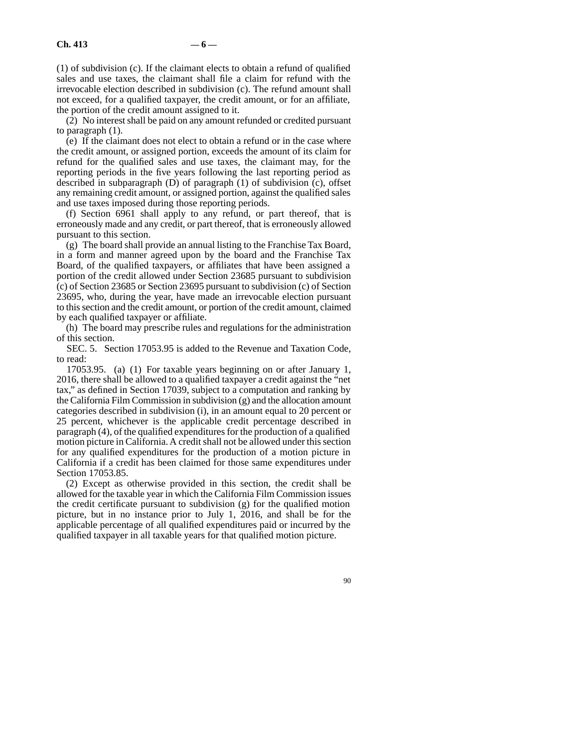(1) of subdivision (c). If the claimant elects to obtain a refund of qualified sales and use taxes, the claimant shall file a claim for refund with the irrevocable election described in subdivision (c). The refund amount shall not exceed, for a qualified taxpayer, the credit amount, or for an affiliate, the portion of the credit amount assigned to it.

(2) No interest shall be paid on any amount refunded or credited pursuant to paragraph (1).

(e) If the claimant does not elect to obtain a refund or in the case where the credit amount, or assigned portion, exceeds the amount of its claim for refund for the qualified sales and use taxes, the claimant may, for the reporting periods in the five years following the last reporting period as described in subparagraph (D) of paragraph (1) of subdivision (c), offset any remaining credit amount, or assigned portion, against the qualified sales and use taxes imposed during those reporting periods.

(f) Section 6961 shall apply to any refund, or part thereof, that is erroneously made and any credit, or part thereof, that is erroneously allowed pursuant to this section.

(g) The board shall provide an annual listing to the Franchise Tax Board, in a form and manner agreed upon by the board and the Franchise Tax Board, of the qualified taxpayers, or affiliates that have been assigned a portion of the credit allowed under Section 23685 pursuant to subdivision (c) of Section 23685 or Section 23695 pursuant to subdivision (c) of Section 23695, who, during the year, have made an irrevocable election pursuant to this section and the credit amount, or portion of the credit amount, claimed by each qualified taxpayer or affiliate.

(h) The board may prescribe rules and regulations for the administration of this section.

SEC. 5. Section 17053.95 is added to the Revenue and Taxation Code, to read:

17053.95. (a) (1) For taxable years beginning on or after January 1, 2016, there shall be allowed to a qualified taxpayer a credit against the "net tax," as defined in Section 17039, subject to a computation and ranking by the California Film Commission in subdivision (g) and the allocation amount categories described in subdivision (i), in an amount equal to 20 percent or 25 percent, whichever is the applicable credit percentage described in paragraph (4), of the qualified expenditures for the production of a qualified motion picture in California. A credit shall not be allowed under this section for any qualified expenditures for the production of a motion picture in California if a credit has been claimed for those same expenditures under Section 17053.85.

(2) Except as otherwise provided in this section, the credit shall be allowed for the taxable year in which the California Film Commission issues the credit certificate pursuant to subdivision (g) for the qualified motion picture, but in no instance prior to July 1, 2016, and shall be for the applicable percentage of all qualified expenditures paid or incurred by the qualified taxpayer in all taxable years for that qualified motion picture.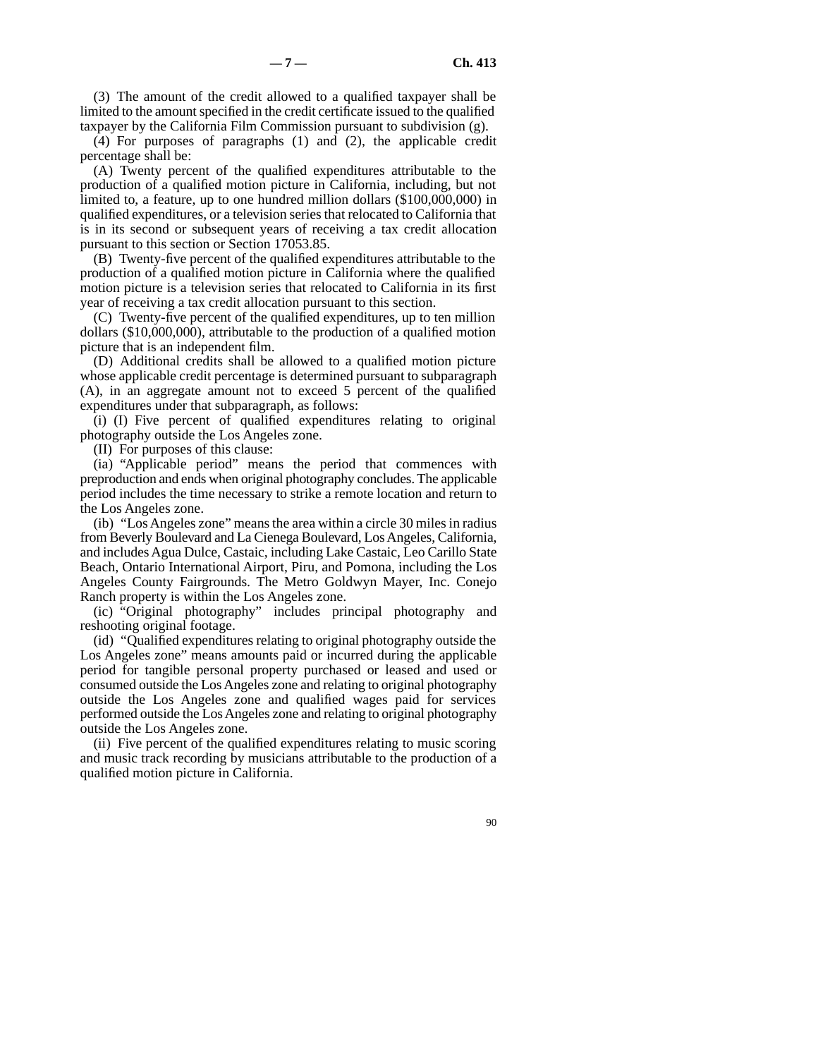(3) The amount of the credit allowed to a qualified taxpayer shall be limited to the amount specified in the credit certificate issued to the qualified taxpayer by the California Film Commission pursuant to subdivision (g).

(4) For purposes of paragraphs (1) and (2), the applicable credit percentage shall be:

(A) Twenty percent of the qualified expenditures attributable to the production of a qualified motion picture in California, including, but not limited to, a feature, up to one hundred million dollars ($100,000,000) in qualified expenditures, or a television series that relocated to California that is in its second or subsequent years of receiving a tax credit allocation pursuant to this section or Section 17053.85.

(B) Twenty-five percent of the qualified expenditures attributable to the production of a qualified motion picture in California where the qualified motion picture is a television series that relocated to California in its first year of receiving a tax credit allocation pursuant to this section.

(C) Twenty-five percent of the qualified expenditures, up to ten million dollars ($10,000,000), attributable to the production of a qualified motion picture that is an independent film.

(D) Additional credits shall be allowed to a qualified motion picture whose applicable credit percentage is determined pursuant to subparagraph (A), in an aggregate amount not to exceed 5 percent of the qualified expenditures under that subparagraph, as follows:

(i) (I) Five percent of qualified expenditures relating to original photography outside the Los Angeles zone.

(II) For purposes of this clause:

(ia) "Applicable period" means the period that commences with preproduction and ends when original photography concludes. The applicable period includes the time necessary to strike a remote location and return to the Los Angeles zone.

(ib) "Los Angeles zone" means the area within a circle 30 miles in radius from Beverly Boulevard and La Cienega Boulevard, Los Angeles, California, and includes Agua Dulce, Castaic, including Lake Castaic, Leo Carillo State Beach, Ontario International Airport, Piru, and Pomona, including the Los Angeles County Fairgrounds. The Metro Goldwyn Mayer, Inc. Conejo Ranch property is within the Los Angeles zone.

(ic) "Original photography" includes principal photography and reshooting original footage.

(id) "Qualified expenditures relating to original photography outside the Los Angeles zone" means amounts paid or incurred during the applicable period for tangible personal property purchased or leased and used or consumed outside the Los Angeles zone and relating to original photography outside the Los Angeles zone and qualified wages paid for services performed outside the Los Angeles zone and relating to original photography outside the Los Angeles zone.

(ii) Five percent of the qualified expenditures relating to music scoring and music track recording by musicians attributable to the production of a qualified motion picture in California.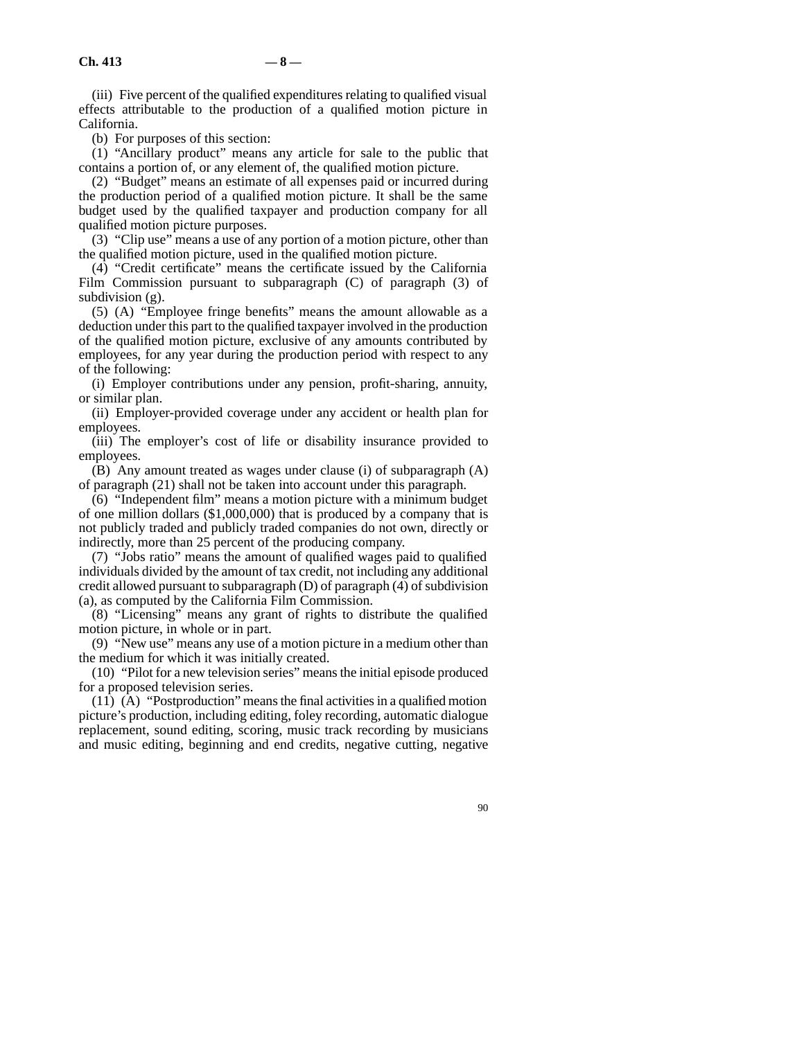(iii) Five percent of the qualified expenditures relating to qualified visual effects attributable to the production of a qualified motion picture in California.

(b) For purposes of this section:

(1) "Ancillary product" means any article for sale to the public that contains a portion of, or any element of, the qualified motion picture.

(2) "Budget" means an estimate of all expenses paid or incurred during the production period of a qualified motion picture. It shall be the same budget used by the qualified taxpayer and production company for all qualified motion picture purposes.

(3) "Clip use" means a use of any portion of a motion picture, other than the qualified motion picture, used in the qualified motion picture.

(4) "Credit certificate" means the certificate issued by the California Film Commission pursuant to subparagraph (C) of paragraph (3) of subdivision (g).

(5) (A) "Employee fringe benefits" means the amount allowable as a deduction under this part to the qualified taxpayer involved in the production of the qualified motion picture, exclusive of any amounts contributed by employees, for any year during the production period with respect to any of the following:

(i) Employer contributions under any pension, profit-sharing, annuity, or similar plan.

(ii) Employer-provided coverage under any accident or health plan for employees.

(iii) The employer's cost of life or disability insurance provided to employees.

(B) Any amount treated as wages under clause (i) of subparagraph (A) of paragraph (21) shall not be taken into account under this paragraph.

(6) "Independent film" means a motion picture with a minimum budget of one million dollars ($1,000,000) that is produced by a company that is not publicly traded and publicly traded companies do not own, directly or indirectly, more than 25 percent of the producing company.

(7) "Jobs ratio" means the amount of qualified wages paid to qualified individuals divided by the amount of tax credit, not including any additional credit allowed pursuant to subparagraph (D) of paragraph (4) of subdivision (a), as computed by the California Film Commission.

(8) "Licensing" means any grant of rights to distribute the qualified motion picture, in whole or in part.

(9) "New use" means any use of a motion picture in a medium other than the medium for which it was initially created.

(10) "Pilot for a new television series" means the initial episode produced for a proposed television series.

(11) (A) "Postproduction" means the final activities in a qualified motion picture's production, including editing, foley recording, automatic dialogue replacement, sound editing, scoring, music track recording by musicians and music editing, beginning and end credits, negative cutting, negative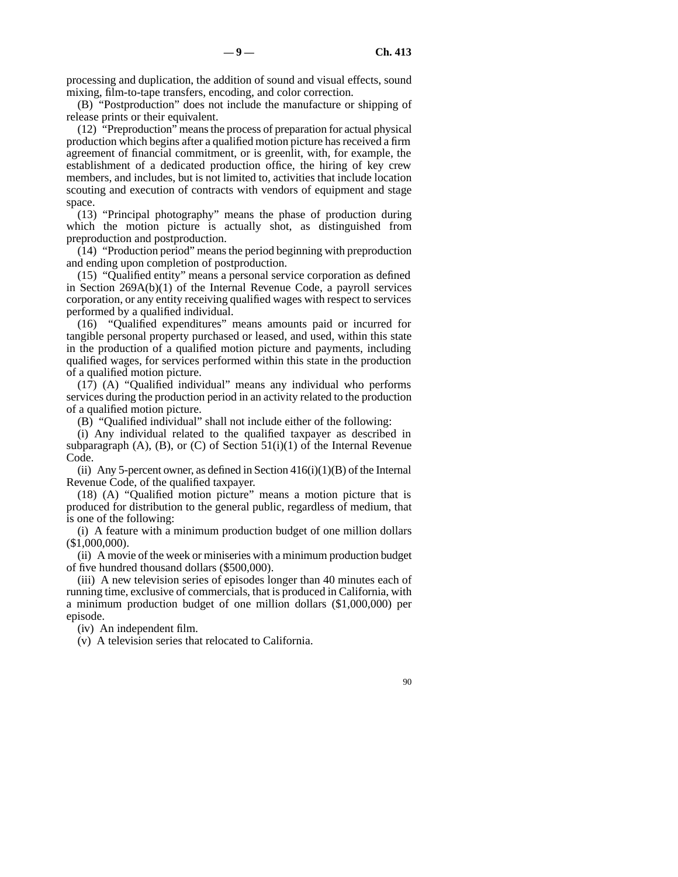processing and duplication, the addition of sound and visual effects, sound mixing, film-to-tape transfers, encoding, and color correction.

(B) "Postproduction" does not include the manufacture or shipping of release prints or their equivalent.

(12) "Preproduction" means the process of preparation for actual physical production which begins after a qualified motion picture has received a firm agreement of financial commitment, or is greenlit, with, for example, the establishment of a dedicated production office, the hiring of key crew members, and includes, but is not limited to, activities that include location scouting and execution of contracts with vendors of equipment and stage space.

(13) "Principal photography" means the phase of production during which the motion picture is actually shot, as distinguished from preproduction and postproduction.

(14) "Production period" means the period beginning with preproduction and ending upon completion of postproduction.

(15) "Qualified entity" means a personal service corporation as defined in Section 269A(b)(1) of the Internal Revenue Code, a payroll services corporation, or any entity receiving qualified wages with respect to services performed by a qualified individual.

(16) "Qualified expenditures" means amounts paid or incurred for tangible personal property purchased or leased, and used, within this state in the production of a qualified motion picture and payments, including qualified wages, for services performed within this state in the production of a qualified motion picture.

(17) (A) "Qualified individual" means any individual who performs services during the production period in an activity related to the production of a qualified motion picture.

(B) "Qualified individual" shall not include either of the following:

(i) Any individual related to the qualified taxpayer as described in subparagraph (A), (B), or (C) of Section 51(i)(1) of the Internal Revenue Code.

(ii) Any 5-percent owner, as defined in Section 416(i)(1)(B) of the Internal Revenue Code, of the qualified taxpayer.

(18) (A) "Qualified motion picture" means a motion picture that is produced for distribution to the general public, regardless of medium, that is one of the following:

(i) A feature with a minimum production budget of one million dollars ($1,000,000).

(ii) A movie of the week or miniseries with a minimum production budget of five hundred thousand dollars ($500,000).

(iii) A new television series of episodes longer than 40 minutes each of running time, exclusive of commercials, that is produced in California, with a minimum production budget of one million dollars ($1,000,000) per episode.

(iv) An independent film.

(v) A television series that relocated to California.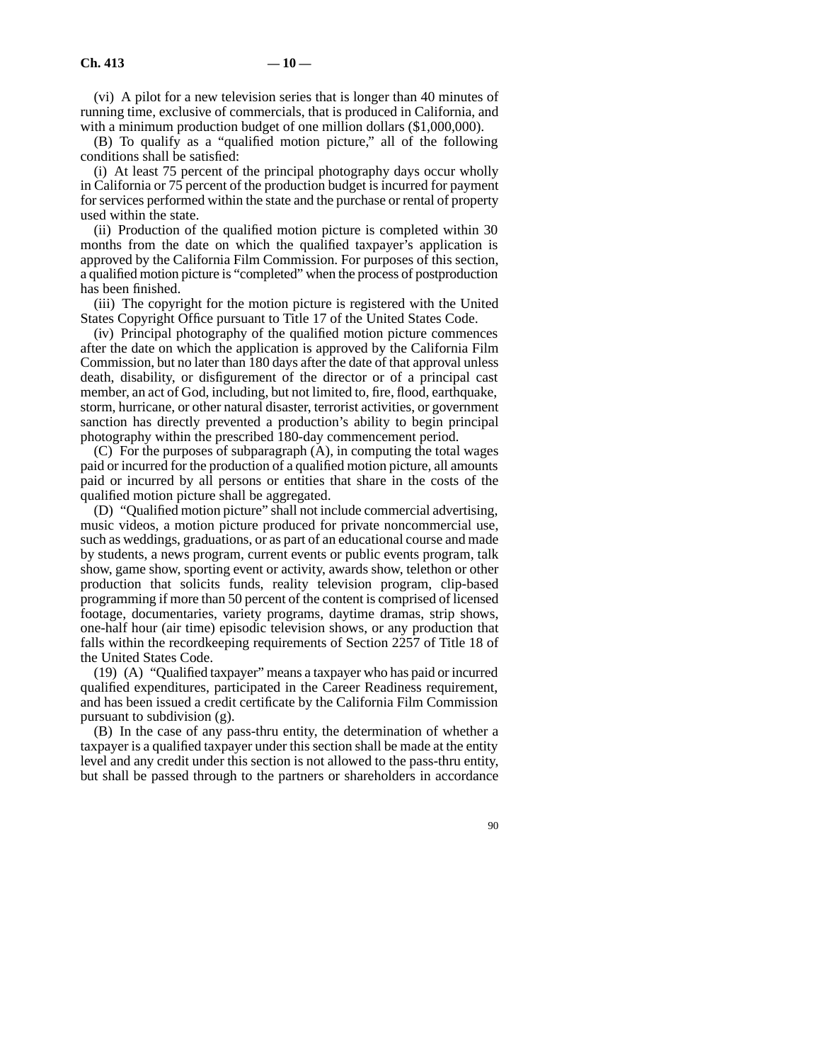(vi) A pilot for a new television series that is longer than 40 minutes of running time, exclusive of commercials, that is produced in California, and with a minimum production budget of one million dollars ($1,000,000).

(B) To qualify as a "qualified motion picture," all of the following conditions shall be satisfied:

(i) At least 75 percent of the principal photography days occur wholly in California or 75 percent of the production budget is incurred for payment for services performed within the state and the purchase or rental of property used within the state.

(ii) Production of the qualified motion picture is completed within 30 months from the date on which the qualified taxpayer's application is approved by the California Film Commission. For purposes of this section, a qualified motion picture is "completed" when the process of postproduction has been finished.

(iii) The copyright for the motion picture is registered with the United States Copyright Office pursuant to Title 17 of the United States Code.

(iv) Principal photography of the qualified motion picture commences after the date on which the application is approved by the California Film Commission, but no later than 180 days after the date of that approval unless death, disability, or disfigurement of the director or of a principal cast member, an act of God, including, but not limited to, fire, flood, earthquake, storm, hurricane, or other natural disaster, terrorist activities, or government sanction has directly prevented a production's ability to begin principal photography within the prescribed 180-day commencement period.

(C) For the purposes of subparagraph (A), in computing the total wages paid or incurred for the production of a qualified motion picture, all amounts paid or incurred by all persons or entities that share in the costs of the qualified motion picture shall be aggregated.

(D) "Qualified motion picture" shall not include commercial advertising, music videos, a motion picture produced for private noncommercial use, such as weddings, graduations, or as part of an educational course and made by students, a news program, current events or public events program, talk show, game show, sporting event or activity, awards show, telethon or other production that solicits funds, reality television program, clip-based programming if more than 50 percent of the content is comprised of licensed footage, documentaries, variety programs, daytime dramas, strip shows, one-half hour (air time) episodic television shows, or any production that falls within the recordkeeping requirements of Section 2257 of Title 18 of the United States Code.

(19) (A) "Qualified taxpayer" means a taxpayer who has paid or incurred qualified expenditures, participated in the Career Readiness requirement, and has been issued a credit certificate by the California Film Commission pursuant to subdivision (g).

(B) In the case of any pass-thru entity, the determination of whether a taxpayer is a qualified taxpayer under this section shall be made at the entity level and any credit under this section is not allowed to the pass-thru entity, but shall be passed through to the partners or shareholders in accordance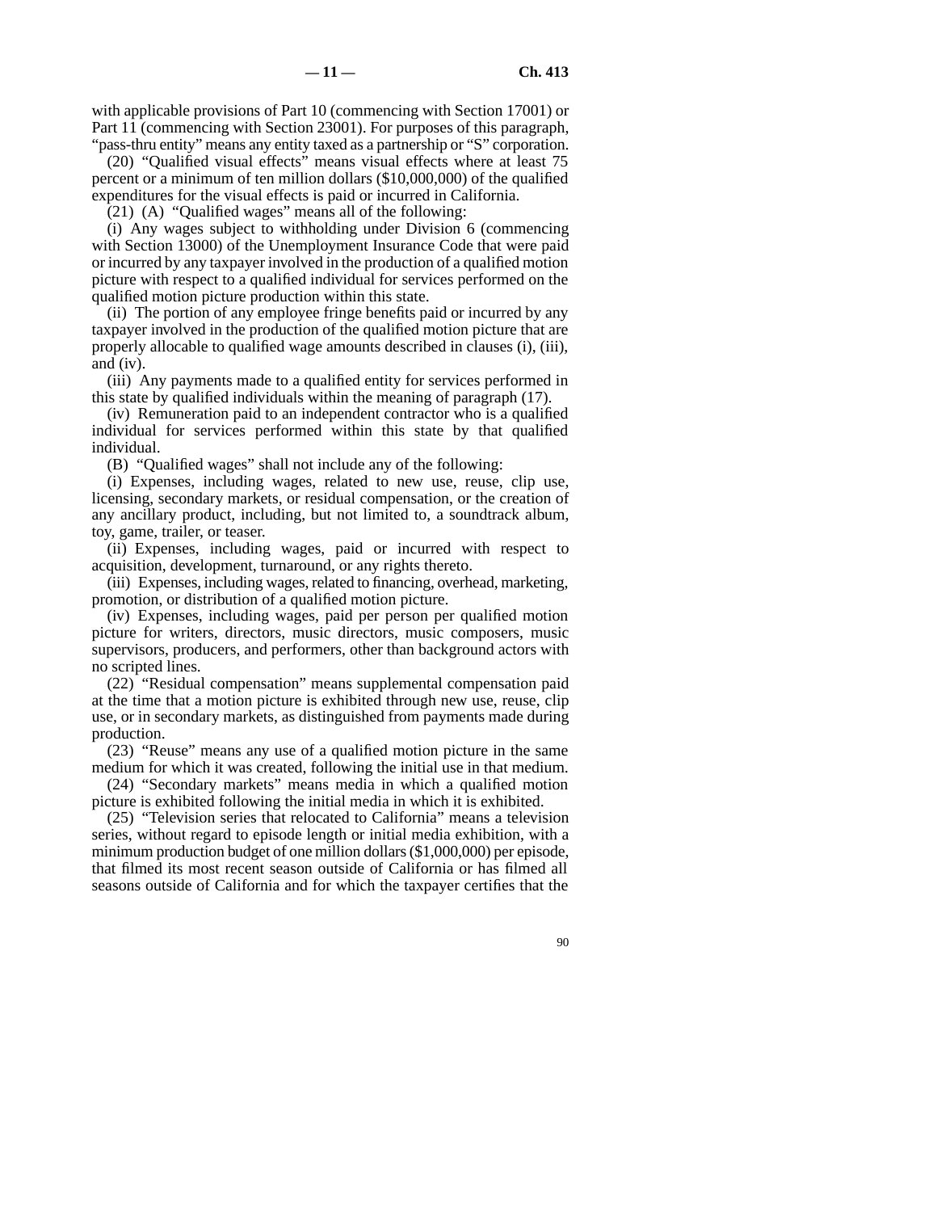with applicable provisions of Part 10 (commencing with Section 17001) or Part 11 (commencing with Section 23001). For purposes of this paragraph, "pass-thru entity" means any entity taxed as a partnership or "S" corporation.

(20) "Qualified visual effects" means visual effects where at least 75 percent or a minimum of ten million dollars ($10,000,000) of the qualified expenditures for the visual effects is paid or incurred in California.

(21) (A) "Qualified wages" means all of the following:

(i) Any wages subject to withholding under Division 6 (commencing with Section 13000) of the Unemployment Insurance Code that were paid or incurred by any taxpayer involved in the production of a qualified motion picture with respect to a qualified individual for services performed on the qualified motion picture production within this state.

(ii) The portion of any employee fringe benefits paid or incurred by any taxpayer involved in the production of the qualified motion picture that are properly allocable to qualified wage amounts described in clauses (i), (iii), and (iv).

(iii) Any payments made to a qualified entity for services performed in this state by qualified individuals within the meaning of paragraph (17).

(iv) Remuneration paid to an independent contractor who is a qualified individual for services performed within this state by that qualified individual.

(B) "Qualified wages" shall not include any of the following:

(i) Expenses, including wages, related to new use, reuse, clip use, licensing, secondary markets, or residual compensation, or the creation of any ancillary product, including, but not limited to, a soundtrack album, toy, game, trailer, or teaser.

(ii) Expenses, including wages, paid or incurred with respect to acquisition, development, turnaround, or any rights thereto.

(iii) Expenses, including wages, related to financing, overhead, marketing, promotion, or distribution of a qualified motion picture.

(iv) Expenses, including wages, paid per person per qualified motion picture for writers, directors, music directors, music composers, music supervisors, producers, and performers, other than background actors with no scripted lines.

(22) "Residual compensation" means supplemental compensation paid at the time that a motion picture is exhibited through new use, reuse, clip use, or in secondary markets, as distinguished from payments made during production.

(23) "Reuse" means any use of a qualified motion picture in the same medium for which it was created, following the initial use in that medium.

(24) "Secondary markets" means media in which a qualified motion picture is exhibited following the initial media in which it is exhibited.

(25) "Television series that relocated to California" means a television series, without regard to episode length or initial media exhibition, with a minimum production budget of one million dollars ($1,000,000) per episode, that filmed its most recent season outside of California or has filmed all seasons outside of California and for which the taxpayer certifies that the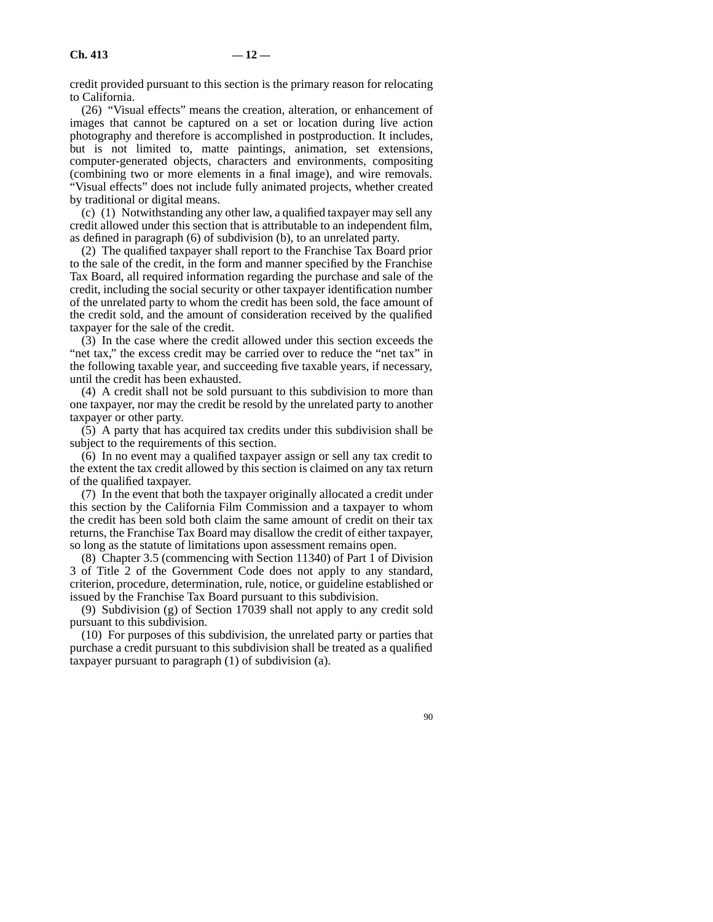credit provided pursuant to this section is the primary reason for relocating to California.

(26) "Visual effects" means the creation, alteration, or enhancement of images that cannot be captured on a set or location during live action photography and therefore is accomplished in postproduction. It includes, but is not limited to, matte paintings, animation, set extensions, computer-generated objects, characters and environments, compositing (combining two or more elements in a final image), and wire removals. "Visual effects" does not include fully animated projects, whether created by traditional or digital means.

(c) (1) Notwithstanding any other law, a qualified taxpayer may sell any credit allowed under this section that is attributable to an independent film, as defined in paragraph (6) of subdivision (b), to an unrelated party.

(2) The qualified taxpayer shall report to the Franchise Tax Board prior to the sale of the credit, in the form and manner specified by the Franchise Tax Board, all required information regarding the purchase and sale of the credit, including the social security or other taxpayer identification number of the unrelated party to whom the credit has been sold, the face amount of the credit sold, and the amount of consideration received by the qualified taxpayer for the sale of the credit.

(3) In the case where the credit allowed under this section exceeds the "net tax," the excess credit may be carried over to reduce the "net tax" in the following taxable year, and succeeding five taxable years, if necessary, until the credit has been exhausted.

(4) A credit shall not be sold pursuant to this subdivision to more than one taxpayer, nor may the credit be resold by the unrelated party to another taxpayer or other party.

(5) A party that has acquired tax credits under this subdivision shall be subject to the requirements of this section.

(6) In no event may a qualified taxpayer assign or sell any tax credit to the extent the tax credit allowed by this section is claimed on any tax return of the qualified taxpayer.

(7) In the event that both the taxpayer originally allocated a credit under this section by the California Film Commission and a taxpayer to whom the credit has been sold both claim the same amount of credit on their tax returns, the Franchise Tax Board may disallow the credit of either taxpayer, so long as the statute of limitations upon assessment remains open.

(8) Chapter 3.5 (commencing with Section 11340) of Part 1 of Division 3 of Title 2 of the Government Code does not apply to any standard, criterion, procedure, determination, rule, notice, or guideline established or issued by the Franchise Tax Board pursuant to this subdivision.

(9) Subdivision (g) of Section 17039 shall not apply to any credit sold pursuant to this subdivision.

(10) For purposes of this subdivision, the unrelated party or parties that purchase a credit pursuant to this subdivision shall be treated as a qualified taxpayer pursuant to paragraph (1) of subdivision (a).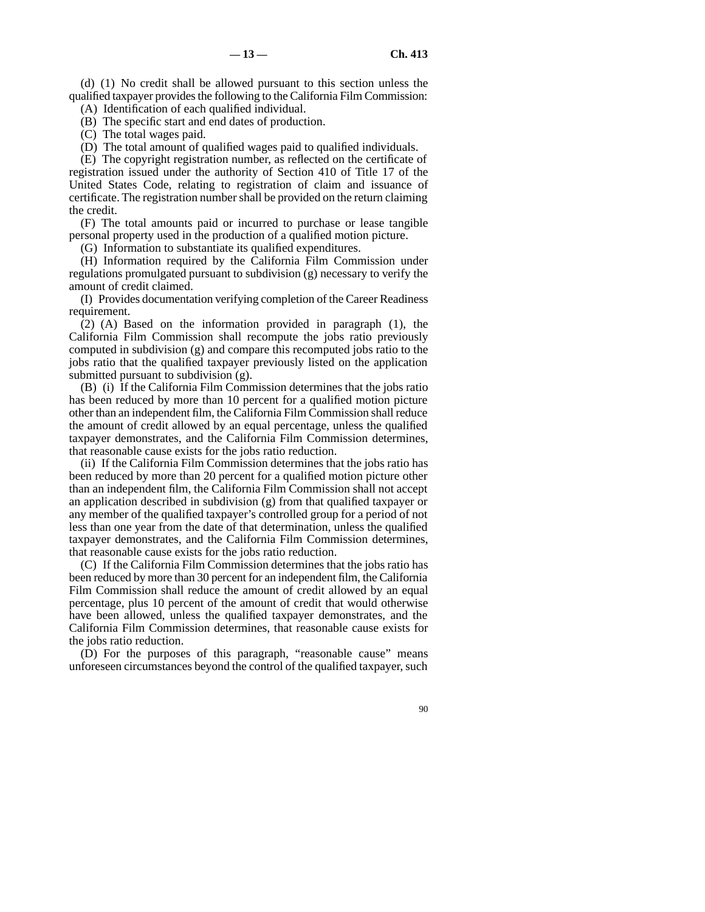(d) (1) No credit shall be allowed pursuant to this section unless the qualified taxpayer provides the following to the California Film Commission:

(A) Identification of each qualified individual.

(B) The specific start and end dates of production.

(C) The total wages paid.

(D) The total amount of qualified wages paid to qualified individuals.

(E) The copyright registration number, as reflected on the certificate of registration issued under the authority of Section 410 of Title 17 of the United States Code, relating to registration of claim and issuance of certificate. The registration number shall be provided on the return claiming the credit.

(F) The total amounts paid or incurred to purchase or lease tangible personal property used in the production of a qualified motion picture.

(G) Information to substantiate its qualified expenditures.

(H) Information required by the California Film Commission under regulations promulgated pursuant to subdivision (g) necessary to verify the amount of credit claimed.

(I) Provides documentation verifying completion of the Career Readiness requirement.

(2) (A) Based on the information provided in paragraph (1), the California Film Commission shall recompute the jobs ratio previously computed in subdivision (g) and compare this recomputed jobs ratio to the jobs ratio that the qualified taxpayer previously listed on the application submitted pursuant to subdivision (g).

(B) (i) If the California Film Commission determines that the jobs ratio has been reduced by more than 10 percent for a qualified motion picture other than an independent film, the California Film Commission shall reduce the amount of credit allowed by an equal percentage, unless the qualified taxpayer demonstrates, and the California Film Commission determines, that reasonable cause exists for the jobs ratio reduction.

(ii) If the California Film Commission determines that the jobs ratio has been reduced by more than 20 percent for a qualified motion picture other than an independent film, the California Film Commission shall not accept an application described in subdivision (g) from that qualified taxpayer or any member of the qualified taxpayer's controlled group for a period of not less than one year from the date of that determination, unless the qualified taxpayer demonstrates, and the California Film Commission determines, that reasonable cause exists for the jobs ratio reduction.

(C) If the California Film Commission determines that the jobs ratio has been reduced by more than 30 percent for an independent film, the California Film Commission shall reduce the amount of credit allowed by an equal percentage, plus 10 percent of the amount of credit that would otherwise have been allowed, unless the qualified taxpayer demonstrates, and the California Film Commission determines, that reasonable cause exists for the jobs ratio reduction.

(D) For the purposes of this paragraph, "reasonable cause" means unforeseen circumstances beyond the control of the qualified taxpayer, such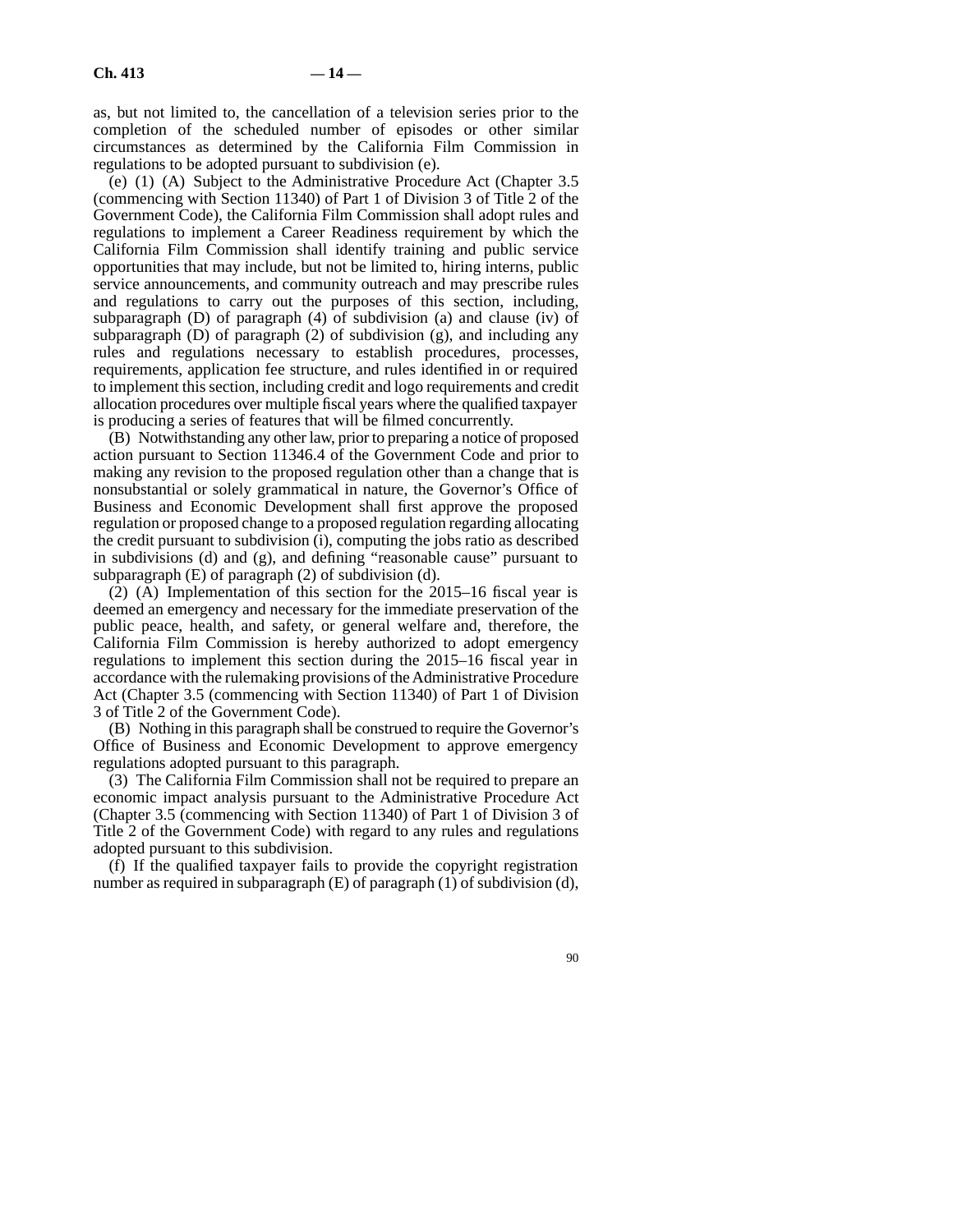as, but not limited to, the cancellation of a television series prior to the completion of the scheduled number of episodes or other similar circumstances as determined by the California Film Commission in regulations to be adopted pursuant to subdivision (e).

(e) (1) (A) Subject to the Administrative Procedure Act (Chapter 3.5 (commencing with Section 11340) of Part 1 of Division 3 of Title 2 of the Government Code), the California Film Commission shall adopt rules and regulations to implement a Career Readiness requirement by which the California Film Commission shall identify training and public service opportunities that may include, but not be limited to, hiring interns, public service announcements, and community outreach and may prescribe rules and regulations to carry out the purposes of this section, including, subparagraph (D) of paragraph (4) of subdivision (a) and clause (iv) of subparagraph (D) of paragraph (2) of subdivision (g), and including any rules and regulations necessary to establish procedures, processes, requirements, application fee structure, and rules identified in or required to implement this section, including credit and logo requirements and credit allocation procedures over multiple fiscal years where the qualified taxpayer is producing a series of features that will be filmed concurrently.

(B) Notwithstanding any other law, prior to preparing a notice of proposed action pursuant to Section 11346.4 of the Government Code and prior to making any revision to the proposed regulation other than a change that is nonsubstantial or solely grammatical in nature, the Governor's Office of Business and Economic Development shall first approve the proposed regulation or proposed change to a proposed regulation regarding allocating the credit pursuant to subdivision (i), computing the jobs ratio as described in subdivisions (d) and (g), and defining "reasonable cause" pursuant to subparagraph (E) of paragraph (2) of subdivision (d).

(2) (A) Implementation of this section for the 2015–16 fiscal year is deemed an emergency and necessary for the immediate preservation of the public peace, health, and safety, or general welfare and, therefore, the California Film Commission is hereby authorized to adopt emergency regulations to implement this section during the 2015–16 fiscal year in accordance with the rulemaking provisions of the Administrative Procedure Act (Chapter 3.5 (commencing with Section 11340) of Part 1 of Division 3 of Title 2 of the Government Code).

(B) Nothing in this paragraph shall be construed to require the Governor's Office of Business and Economic Development to approve emergency regulations adopted pursuant to this paragraph.

(3) The California Film Commission shall not be required to prepare an economic impact analysis pursuant to the Administrative Procedure Act (Chapter 3.5 (commencing with Section 11340) of Part 1 of Division 3 of Title 2 of the Government Code) with regard to any rules and regulations adopted pursuant to this subdivision.

(f) If the qualified taxpayer fails to provide the copyright registration number as required in subparagraph (E) of paragraph (1) of subdivision (d),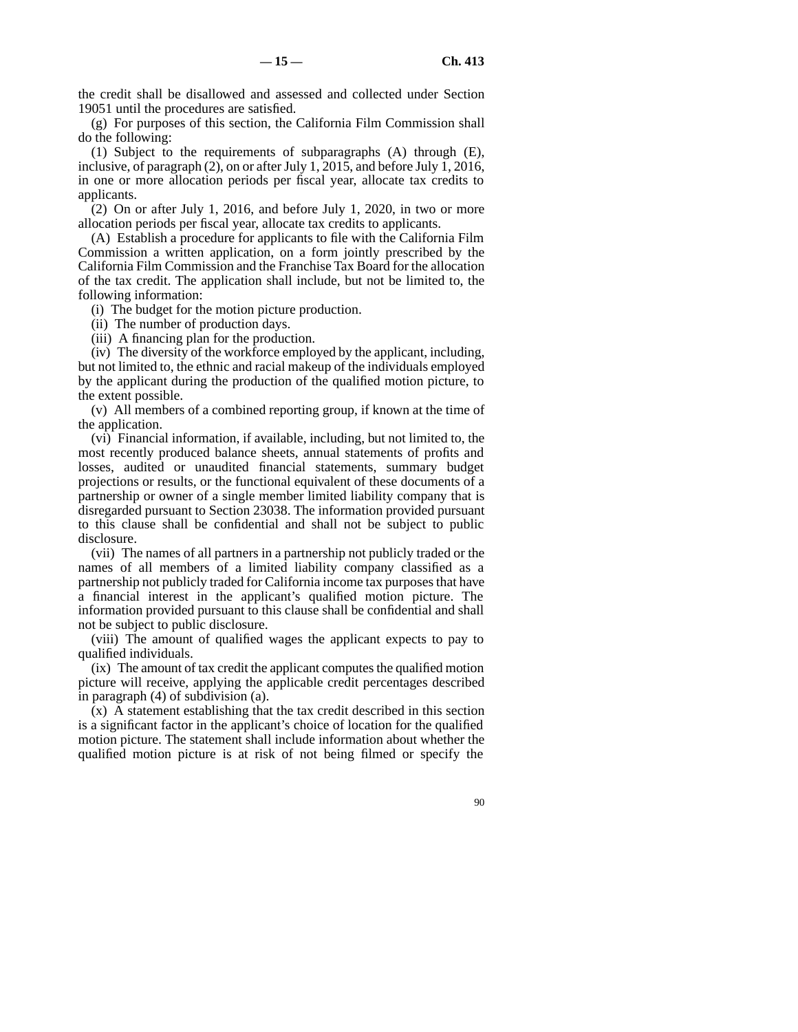the credit shall be disallowed and assessed and collected under Section 19051 until the procedures are satisfied.

(g) For purposes of this section, the California Film Commission shall do the following:

(1) Subject to the requirements of subparagraphs (A) through (E), inclusive, of paragraph (2), on or after July 1, 2015, and before July 1, 2016, in one or more allocation periods per fiscal year, allocate tax credits to applicants.

(2) On or after July 1, 2016, and before July 1, 2020, in two or more allocation periods per fiscal year, allocate tax credits to applicants.

(A) Establish a procedure for applicants to file with the California Film Commission a written application, on a form jointly prescribed by the California Film Commission and the Franchise Tax Board for the allocation of the tax credit. The application shall include, but not be limited to, the following information:

(i) The budget for the motion picture production.

(ii) The number of production days.

(iii) A financing plan for the production.

(iv) The diversity of the workforce employed by the applicant, including, but not limited to, the ethnic and racial makeup of the individuals employed by the applicant during the production of the qualified motion picture, to the extent possible.

(v) All members of a combined reporting group, if known at the time of the application.

(vi) Financial information, if available, including, but not limited to, the most recently produced balance sheets, annual statements of profits and losses, audited or unaudited financial statements, summary budget projections or results, or the functional equivalent of these documents of a partnership or owner of a single member limited liability company that is disregarded pursuant to Section 23038. The information provided pursuant to this clause shall be confidential and shall not be subject to public disclosure.

(vii) The names of all partners in a partnership not publicly traded or the names of all members of a limited liability company classified as a partnership not publicly traded for California income tax purposes that have a financial interest in the applicant's qualified motion picture. The information provided pursuant to this clause shall be confidential and shall not be subject to public disclosure.

(viii) The amount of qualified wages the applicant expects to pay to qualified individuals.

(ix) The amount of tax credit the applicant computes the qualified motion picture will receive, applying the applicable credit percentages described in paragraph (4) of subdivision (a).

(x) A statement establishing that the tax credit described in this section is a significant factor in the applicant's choice of location for the qualified motion picture. The statement shall include information about whether the qualified motion picture is at risk of not being filmed or specify the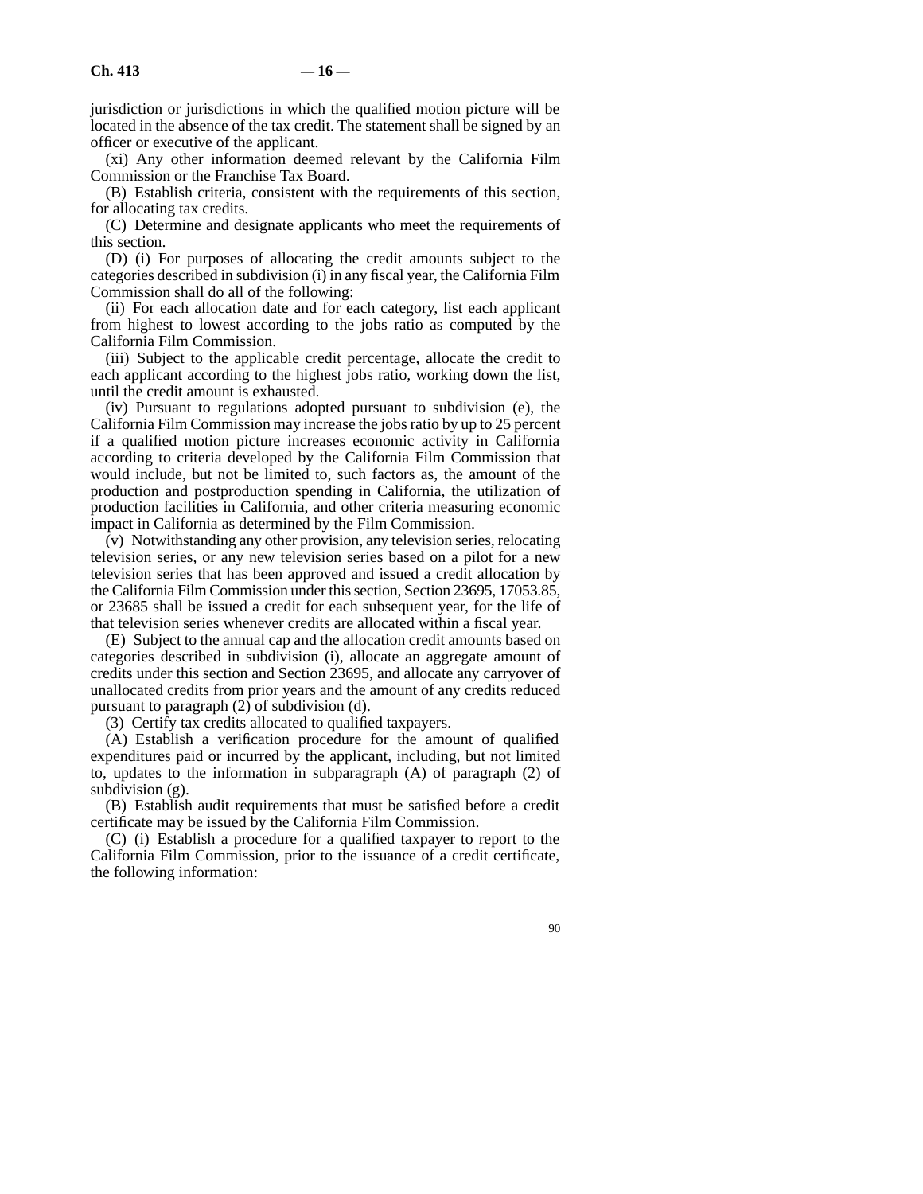jurisdiction or jurisdictions in which the qualified motion picture will be located in the absence of the tax credit. The statement shall be signed by an officer or executive of the applicant.

(xi) Any other information deemed relevant by the California Film Commission or the Franchise Tax Board.

(B) Establish criteria, consistent with the requirements of this section, for allocating tax credits.

(C) Determine and designate applicants who meet the requirements of this section.

(D) (i) For purposes of allocating the credit amounts subject to the categories described in subdivision (i) in any fiscal year, the California Film Commission shall do all of the following:

(ii) For each allocation date and for each category, list each applicant from highest to lowest according to the jobs ratio as computed by the California Film Commission.

(iii) Subject to the applicable credit percentage, allocate the credit to each applicant according to the highest jobs ratio, working down the list, until the credit amount is exhausted.

(iv) Pursuant to regulations adopted pursuant to subdivision (e), the California Film Commission may increase the jobs ratio by up to 25 percent if a qualified motion picture increases economic activity in California according to criteria developed by the California Film Commission that would include, but not be limited to, such factors as, the amount of the production and postproduction spending in California, the utilization of production facilities in California, and other criteria measuring economic impact in California as determined by the Film Commission.

(v) Notwithstanding any other provision, any television series, relocating television series, or any new television series based on a pilot for a new television series that has been approved and issued a credit allocation by the California Film Commission under this section, Section 23695, 17053.85, or 23685 shall be issued a credit for each subsequent year, for the life of that television series whenever credits are allocated within a fiscal year.

(E) Subject to the annual cap and the allocation credit amounts based on categories described in subdivision (i), allocate an aggregate amount of credits under this section and Section 23695, and allocate any carryover of unallocated credits from prior years and the amount of any credits reduced pursuant to paragraph (2) of subdivision (d).

(3) Certify tax credits allocated to qualified taxpayers.

(A) Establish a verification procedure for the amount of qualified expenditures paid or incurred by the applicant, including, but not limited to, updates to the information in subparagraph (A) of paragraph (2) of subdivision (g).

(B) Establish audit requirements that must be satisfied before a credit certificate may be issued by the California Film Commission.

(C) (i) Establish a procedure for a qualified taxpayer to report to the California Film Commission, prior to the issuance of a credit certificate, the following information: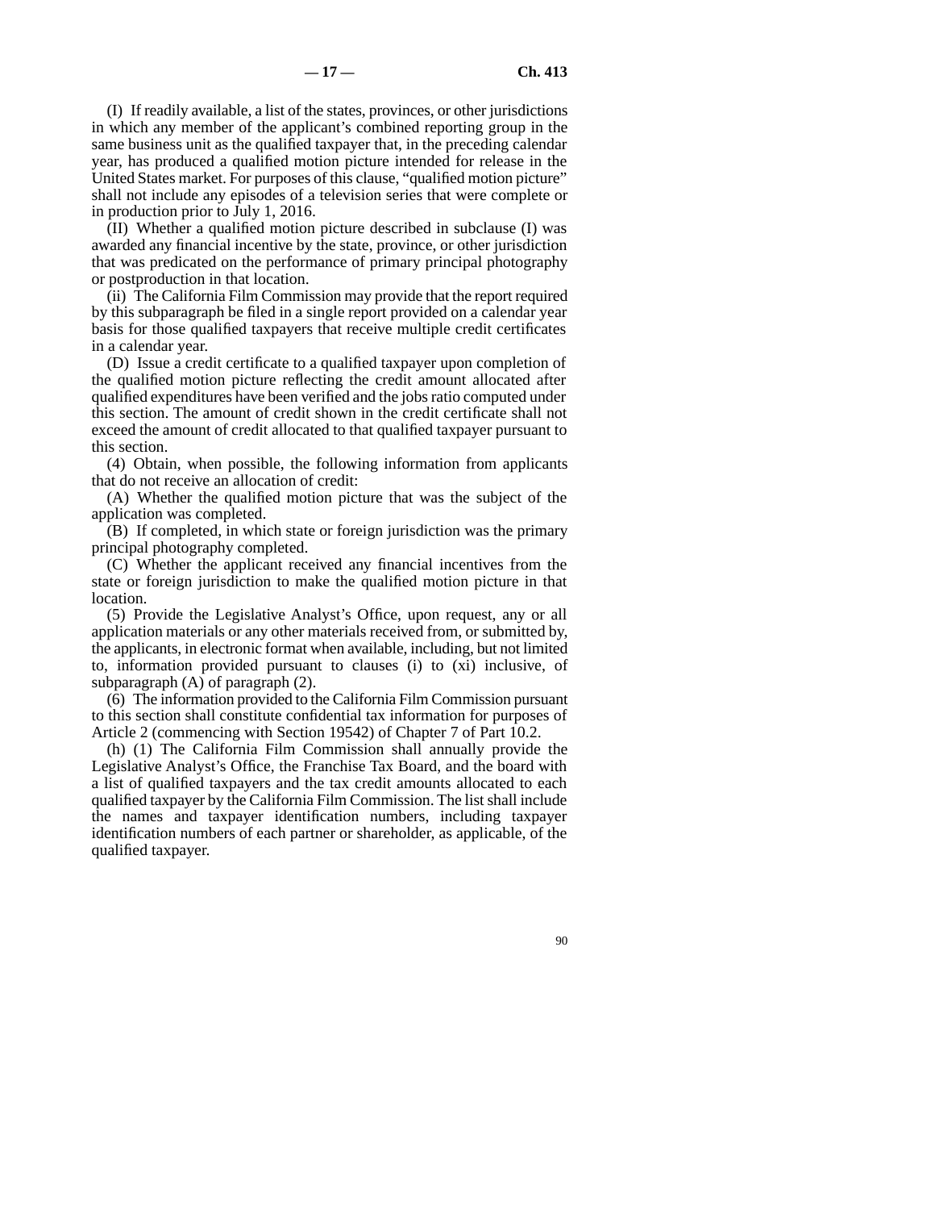(I) If readily available, a list of the states, provinces, or other jurisdictions in which any member of the applicant's combined reporting group in the same business unit as the qualified taxpayer that, in the preceding calendar year, has produced a qualified motion picture intended for release in the United States market. For purposes of this clause, "qualified motion picture" shall not include any episodes of a television series that were complete or in production prior to July 1, 2016.

(II) Whether a qualified motion picture described in subclause (I) was awarded any financial incentive by the state, province, or other jurisdiction that was predicated on the performance of primary principal photography or postproduction in that location.

(ii) The California Film Commission may provide that the report required by this subparagraph be filed in a single report provided on a calendar year basis for those qualified taxpayers that receive multiple credit certificates in a calendar year.

(D) Issue a credit certificate to a qualified taxpayer upon completion of the qualified motion picture reflecting the credit amount allocated after qualified expenditures have been verified and the jobs ratio computed under this section. The amount of credit shown in the credit certificate shall not exceed the amount of credit allocated to that qualified taxpayer pursuant to this section.

(4) Obtain, when possible, the following information from applicants that do not receive an allocation of credit:

(A) Whether the qualified motion picture that was the subject of the application was completed.

(B) If completed, in which state or foreign jurisdiction was the primary principal photography completed.

(C) Whether the applicant received any financial incentives from the state or foreign jurisdiction to make the qualified motion picture in that location.

(5) Provide the Legislative Analyst's Office, upon request, any or all application materials or any other materials received from, or submitted by, the applicants, in electronic format when available, including, but not limited to, information provided pursuant to clauses (i) to (xi) inclusive, of subparagraph (A) of paragraph (2).

(6) The information provided to the California Film Commission pursuant to this section shall constitute confidential tax information for purposes of Article 2 (commencing with Section 19542) of Chapter 7 of Part 10.2.

(h) (1) The California Film Commission shall annually provide the Legislative Analyst's Office, the Franchise Tax Board, and the board with a list of qualified taxpayers and the tax credit amounts allocated to each qualified taxpayer by the California Film Commission. The list shall include the names and taxpayer identification numbers, including taxpayer identification numbers of each partner or shareholder, as applicable, of the qualified taxpayer.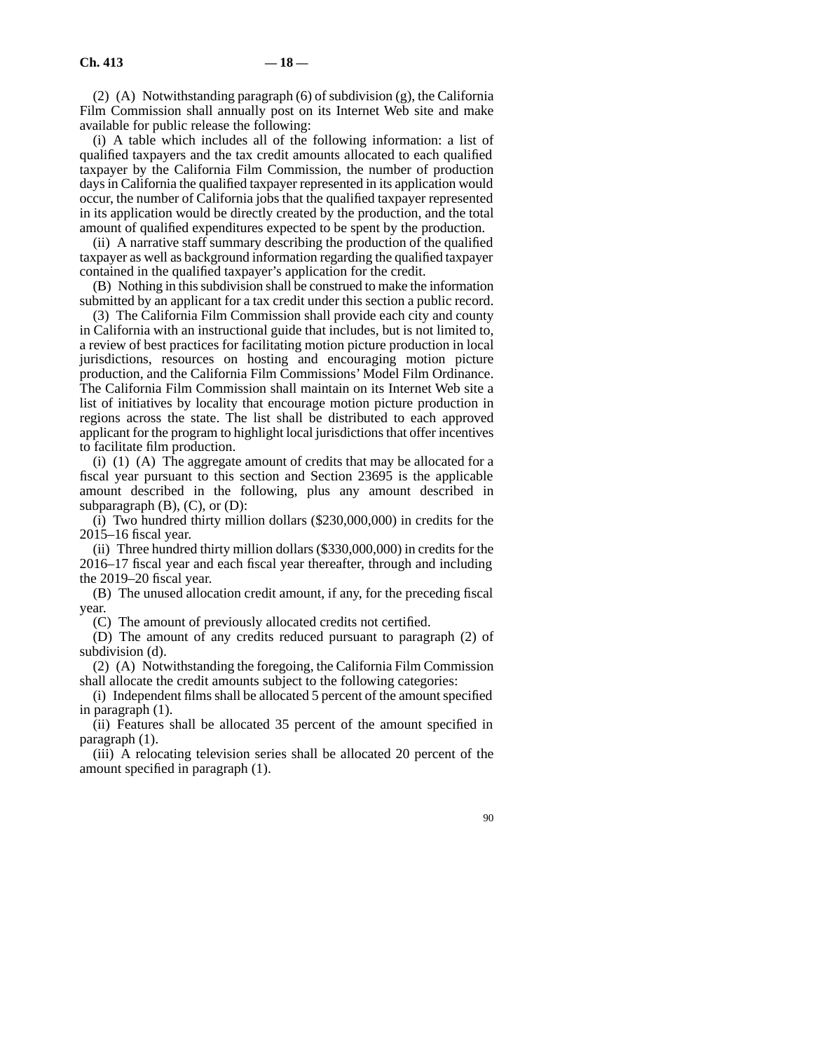(2) (A) Notwithstanding paragraph (6) of subdivision (g), the California Film Commission shall annually post on its Internet Web site and make available for public release the following:

(i) A table which includes all of the following information: a list of qualified taxpayers and the tax credit amounts allocated to each qualified taxpayer by the California Film Commission, the number of production days in California the qualified taxpayer represented in its application would occur, the number of California jobs that the qualified taxpayer represented in its application would be directly created by the production, and the total amount of qualified expenditures expected to be spent by the production.

(ii) A narrative staff summary describing the production of the qualified taxpayer as well as background information regarding the qualified taxpayer contained in the qualified taxpayer's application for the credit.

(B) Nothing in this subdivision shall be construed to make the information submitted by an applicant for a tax credit under this section a public record.

(3) The California Film Commission shall provide each city and county in California with an instructional guide that includes, but is not limited to, a review of best practices for facilitating motion picture production in local jurisdictions, resources on hosting and encouraging motion picture production, and the California Film Commissions' Model Film Ordinance. The California Film Commission shall maintain on its Internet Web site a list of initiatives by locality that encourage motion picture production in regions across the state. The list shall be distributed to each approved applicant for the program to highlight local jurisdictions that offer incentives to facilitate film production.

(i) (1) (A) The aggregate amount of credits that may be allocated for a fiscal year pursuant to this section and Section 23695 is the applicable amount described in the following, plus any amount described in subparagraph (B), (C), or (D):

(i) Two hundred thirty million dollars ($230,000,000) in credits for the 2015–16 fiscal year.

(ii) Three hundred thirty million dollars ($330,000,000) in credits for the 2016–17 fiscal year and each fiscal year thereafter, through and including the 2019–20 fiscal year.

(B) The unused allocation credit amount, if any, for the preceding fiscal year.

(C) The amount of previously allocated credits not certified.

(D) The amount of any credits reduced pursuant to paragraph (2) of subdivision (d).

(2) (A) Notwithstanding the foregoing, the California Film Commission shall allocate the credit amounts subject to the following categories:

(i) Independent films shall be allocated 5 percent of the amount specified in paragraph (1).

(ii) Features shall be allocated 35 percent of the amount specified in paragraph (1).

(iii) A relocating television series shall be allocated 20 percent of the amount specified in paragraph (1).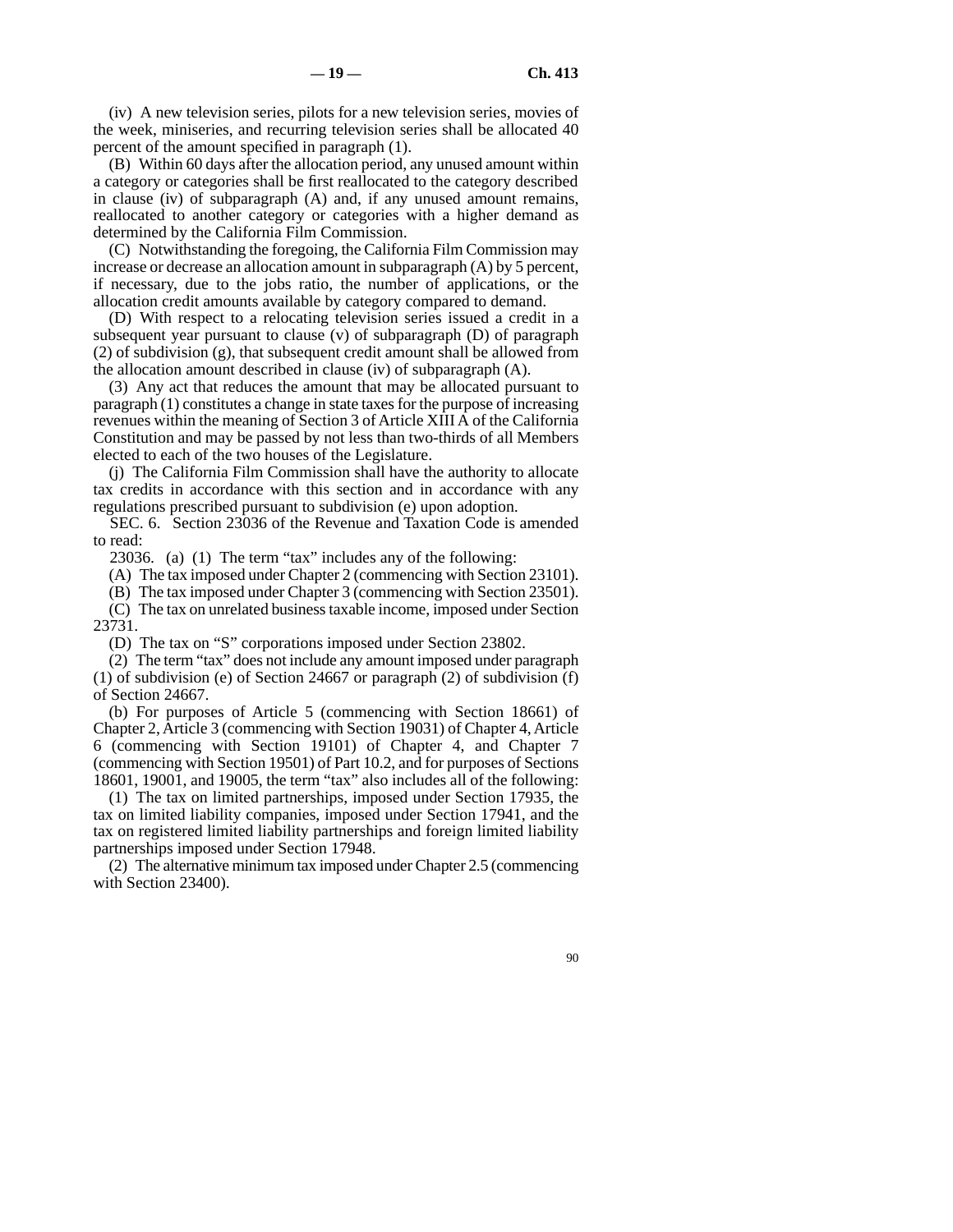(iv) A new television series, pilots for a new television series, movies of the week, miniseries, and recurring television series shall be allocated 40 percent of the amount specified in paragraph (1).

(B) Within 60 days after the allocation period, any unused amount within a category or categories shall be first reallocated to the category described in clause (iv) of subparagraph (A) and, if any unused amount remains, reallocated to another category or categories with a higher demand as determined by the California Film Commission.

(C) Notwithstanding the foregoing, the California Film Commission may increase or decrease an allocation amount in subparagraph (A) by 5 percent, if necessary, due to the jobs ratio, the number of applications, or the allocation credit amounts available by category compared to demand.

(D) With respect to a relocating television series issued a credit in a subsequent year pursuant to clause (v) of subparagraph (D) of paragraph (2) of subdivision (g), that subsequent credit amount shall be allowed from the allocation amount described in clause (iv) of subparagraph (A).

(3) Any act that reduces the amount that may be allocated pursuant to paragraph (1) constitutes a change in state taxes for the purpose of increasing revenues within the meaning of Section 3 of Article XIII A of the California Constitution and may be passed by not less than two-thirds of all Members elected to each of the two houses of the Legislature.

(j) The California Film Commission shall have the authority to allocate tax credits in accordance with this section and in accordance with any regulations prescribed pursuant to subdivision (e) upon adoption.

SEC. 6. Section 23036 of the Revenue and Taxation Code is amended to read:

23036. (a) (1) The term "tax" includes any of the following:

(A) The tax imposed under Chapter 2 (commencing with Section 23101).

(B) The tax imposed under Chapter 3 (commencing with Section 23501).

(C) The tax on unrelated business taxable income, imposed under Section 23731.

(D) The tax on "S" corporations imposed under Section 23802.

(2) The term "tax" does not include any amount imposed under paragraph (1) of subdivision (e) of Section 24667 or paragraph (2) of subdivision (f) of Section 24667.

(b) For purposes of Article 5 (commencing with Section 18661) of Chapter 2, Article 3 (commencing with Section 19031) of Chapter 4, Article 6 (commencing with Section 19101) of Chapter 4, and Chapter 7 (commencing with Section 19501) of Part 10.2, and for purposes of Sections 18601, 19001, and 19005, the term "tax" also includes all of the following:

(1) The tax on limited partnerships, imposed under Section 17935, the tax on limited liability companies, imposed under Section 17941, and the tax on registered limited liability partnerships and foreign limited liability partnerships imposed under Section 17948.

(2) The alternative minimum tax imposed under Chapter 2.5 (commencing with Section 23400).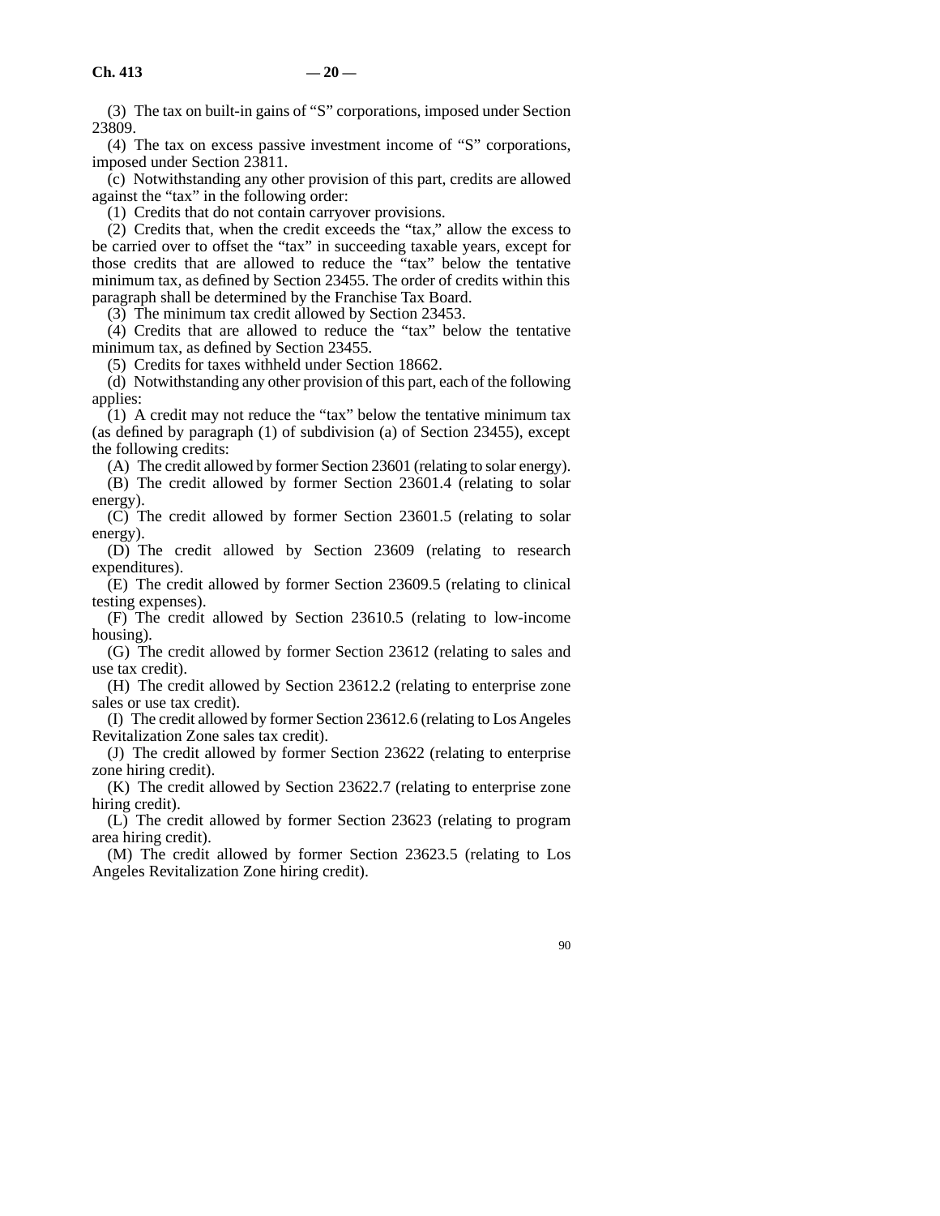(3) The tax on built-in gains of "S" corporations, imposed under Section 23809.

(4) The tax on excess passive investment income of "S" corporations, imposed under Section 23811.

(c) Notwithstanding any other provision of this part, credits are allowed against the "tax" in the following order:

(1) Credits that do not contain carryover provisions.

(2) Credits that, when the credit exceeds the "tax," allow the excess to be carried over to offset the "tax" in succeeding taxable years, except for those credits that are allowed to reduce the "tax" below the tentative minimum tax, as defined by Section 23455. The order of credits within this paragraph shall be determined by the Franchise Tax Board.

(3) The minimum tax credit allowed by Section 23453.

(4) Credits that are allowed to reduce the "tax" below the tentative minimum tax, as defined by Section 23455.

(5) Credits for taxes withheld under Section 18662.

(d) Notwithstanding any other provision of this part, each of the following applies:

(1) A credit may not reduce the "tax" below the tentative minimum tax (as defined by paragraph (1) of subdivision (a) of Section 23455), except the following credits:

(A) The credit allowed by former Section 23601 (relating to solar energy).

(B) The credit allowed by former Section 23601.4 (relating to solar energy).

(C) The credit allowed by former Section 23601.5 (relating to solar energy).

(D) The credit allowed by Section 23609 (relating to research expenditures).

(E) The credit allowed by former Section 23609.5 (relating to clinical testing expenses).

(F) The credit allowed by Section 23610.5 (relating to low-income housing).

(G) The credit allowed by former Section 23612 (relating to sales and use tax credit).

(H) The credit allowed by Section 23612.2 (relating to enterprise zone sales or use tax credit).

(I) The credit allowed by former Section 23612.6 (relating to Los Angeles Revitalization Zone sales tax credit).

(J) The credit allowed by former Section 23622 (relating to enterprise zone hiring credit).

(K) The credit allowed by Section 23622.7 (relating to enterprise zone hiring credit).

(L) The credit allowed by former Section 23623 (relating to program area hiring credit).

(M) The credit allowed by former Section 23623.5 (relating to Los Angeles Revitalization Zone hiring credit).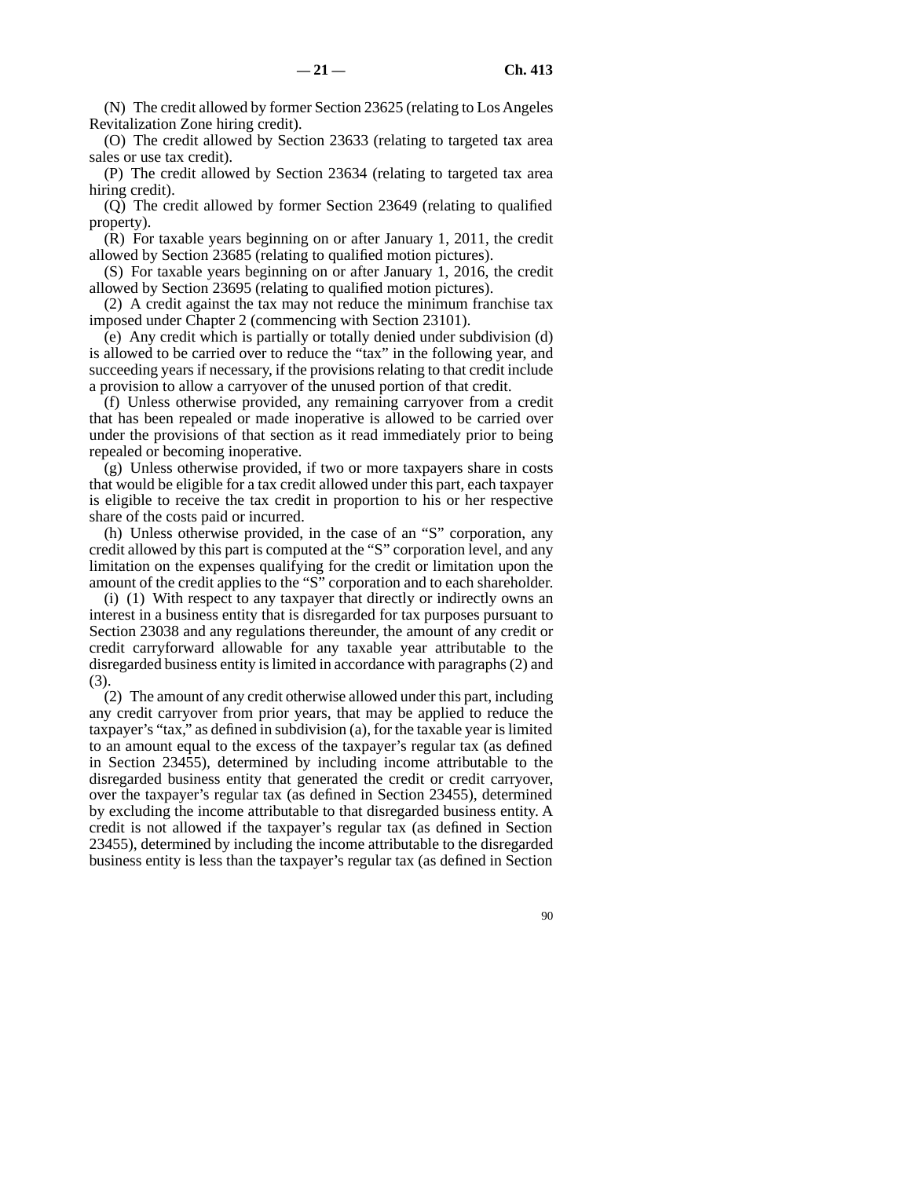(N) The credit allowed by former Section 23625 (relating to Los Angeles Revitalization Zone hiring credit).

(O) The credit allowed by Section 23633 (relating to targeted tax area sales or use tax credit).

(P) The credit allowed by Section 23634 (relating to targeted tax area hiring credit).

(Q) The credit allowed by former Section 23649 (relating to qualified property).

(R) For taxable years beginning on or after January 1, 2011, the credit allowed by Section 23685 (relating to qualified motion pictures).

(S) For taxable years beginning on or after January 1, 2016, the credit allowed by Section 23695 (relating to qualified motion pictures).

(2) A credit against the tax may not reduce the minimum franchise tax imposed under Chapter 2 (commencing with Section 23101).

(e) Any credit which is partially or totally denied under subdivision (d) is allowed to be carried over to reduce the "tax" in the following year, and succeeding years if necessary, if the provisions relating to that credit include a provision to allow a carryover of the unused portion of that credit.

(f) Unless otherwise provided, any remaining carryover from a credit that has been repealed or made inoperative is allowed to be carried over under the provisions of that section as it read immediately prior to being repealed or becoming inoperative.

(g) Unless otherwise provided, if two or more taxpayers share in costs that would be eligible for a tax credit allowed under this part, each taxpayer is eligible to receive the tax credit in proportion to his or her respective share of the costs paid or incurred.

(h) Unless otherwise provided, in the case of an "S" corporation, any credit allowed by this part is computed at the "S" corporation level, and any limitation on the expenses qualifying for the credit or limitation upon the amount of the credit applies to the "S" corporation and to each shareholder.

(i) (1) With respect to any taxpayer that directly or indirectly owns an interest in a business entity that is disregarded for tax purposes pursuant to Section 23038 and any regulations thereunder, the amount of any credit or credit carryforward allowable for any taxable year attributable to the disregarded business entity is limited in accordance with paragraphs (2) and (3).

(2) The amount of any credit otherwise allowed under this part, including any credit carryover from prior years, that may be applied to reduce the taxpayer's "tax," as defined in subdivision (a), for the taxable year is limited to an amount equal to the excess of the taxpayer's regular tax (as defined in Section 23455), determined by including income attributable to the disregarded business entity that generated the credit or credit carryover, over the taxpayer's regular tax (as defined in Section 23455), determined by excluding the income attributable to that disregarded business entity. A credit is not allowed if the taxpayer's regular tax (as defined in Section 23455), determined by including the income attributable to the disregarded business entity is less than the taxpayer's regular tax (as defined in Section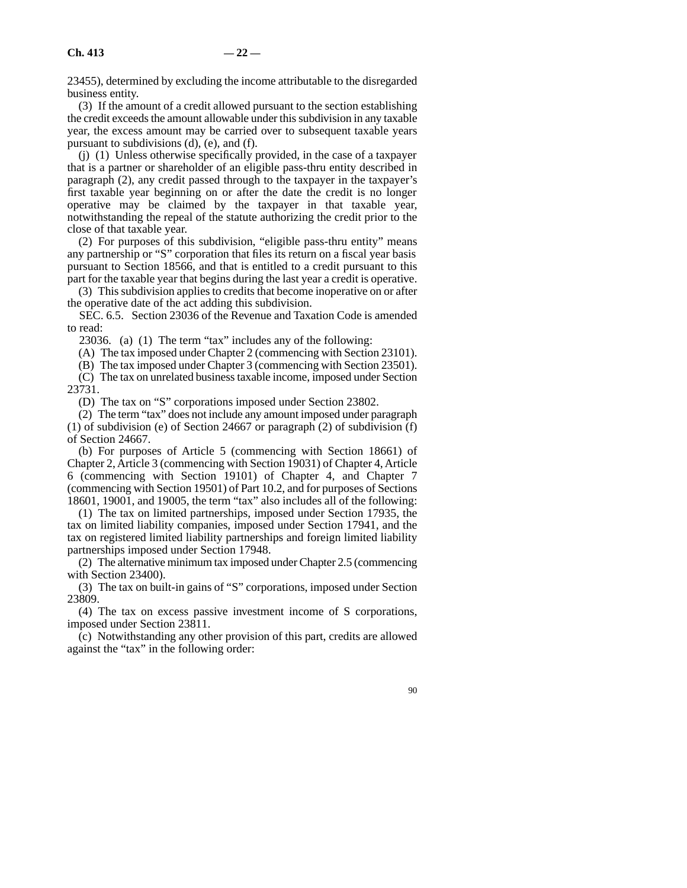23455), determined by excluding the income attributable to the disregarded business entity.

(3) If the amount of a credit allowed pursuant to the section establishing the credit exceeds the amount allowable under this subdivision in any taxable year, the excess amount may be carried over to subsequent taxable years pursuant to subdivisions (d), (e), and (f).

(j) (1) Unless otherwise specifically provided, in the case of a taxpayer that is a partner or shareholder of an eligible pass-thru entity described in paragraph (2), any credit passed through to the taxpayer in the taxpayer's first taxable year beginning on or after the date the credit is no longer operative may be claimed by the taxpayer in that taxable year, notwithstanding the repeal of the statute authorizing the credit prior to the close of that taxable year.

(2) For purposes of this subdivision, "eligible pass-thru entity" means any partnership or "S" corporation that files its return on a fiscal year basis pursuant to Section 18566, and that is entitled to a credit pursuant to this part for the taxable year that begins during the last year a credit is operative.

(3) This subdivision applies to credits that become inoperative on or after the operative date of the act adding this subdivision.

SEC. 6.5. Section 23036 of the Revenue and Taxation Code is amended to read:

23036. (a) (1) The term "tax" includes any of the following:

(A) The tax imposed under Chapter 2 (commencing with Section 23101).

(B) The tax imposed under Chapter 3 (commencing with Section 23501).

(C) The tax on unrelated business taxable income, imposed under Section 23731.

(D) The tax on "S" corporations imposed under Section 23802.

(2) The term "tax" does not include any amount imposed under paragraph (1) of subdivision (e) of Section 24667 or paragraph (2) of subdivision (f) of Section 24667.

(b) For purposes of Article 5 (commencing with Section 18661) of Chapter 2, Article 3 (commencing with Section 19031) of Chapter 4, Article 6 (commencing with Section 19101) of Chapter 4, and Chapter 7 (commencing with Section 19501) of Part 10.2, and for purposes of Sections 18601, 19001, and 19005, the term "tax" also includes all of the following:

(1) The tax on limited partnerships, imposed under Section 17935, the tax on limited liability companies, imposed under Section 17941, and the tax on registered limited liability partnerships and foreign limited liability partnerships imposed under Section 17948.

(2) The alternative minimum tax imposed under Chapter 2.5 (commencing with Section 23400).

(3) The tax on built-in gains of "S" corporations, imposed under Section 23809.

(4) The tax on excess passive investment income of S corporations, imposed under Section 23811.

(c) Notwithstanding any other provision of this part, credits are allowed against the "tax" in the following order: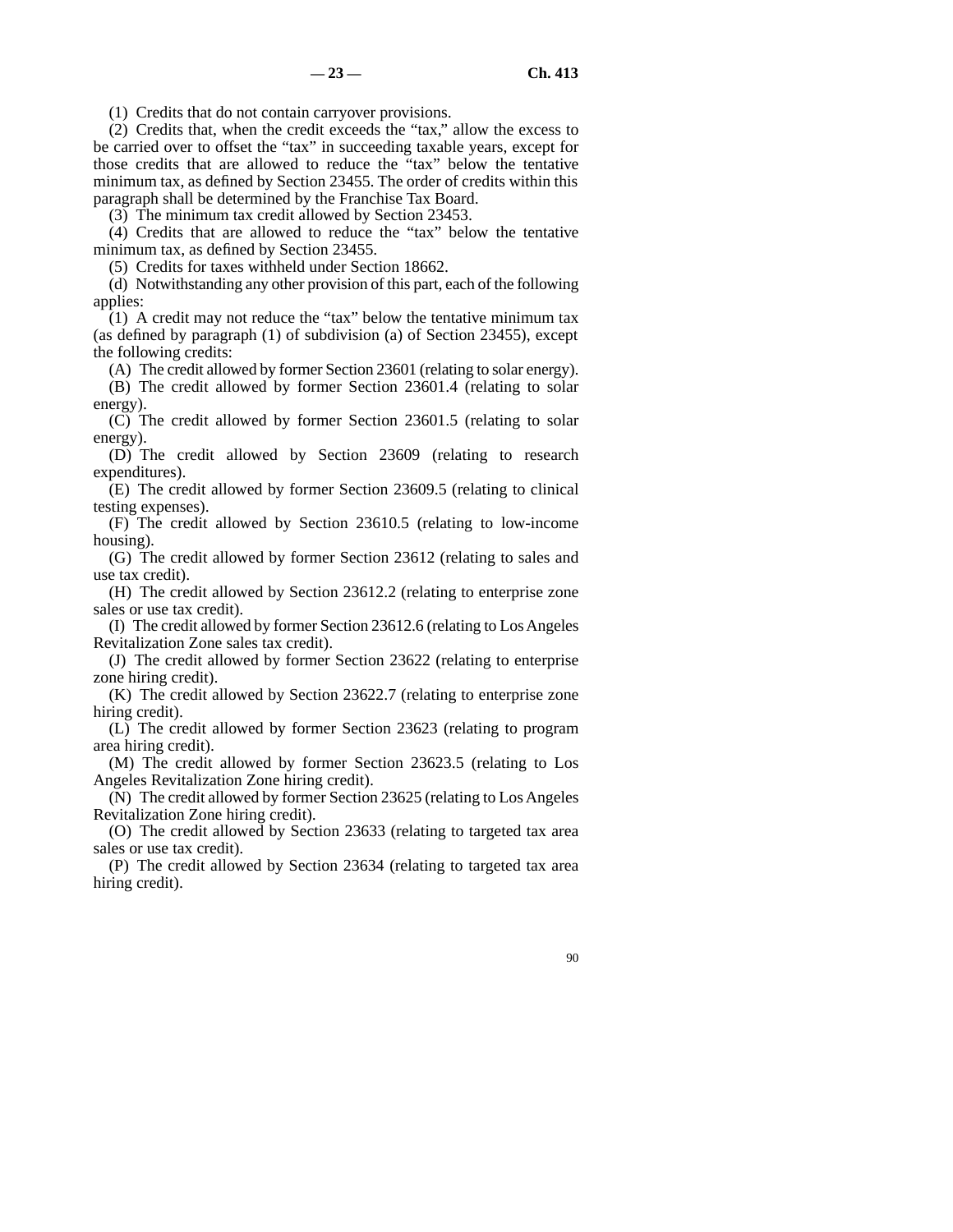(1) Credits that do not contain carryover provisions.

(2) Credits that, when the credit exceeds the "tax," allow the excess to be carried over to offset the "tax" in succeeding taxable years, except for those credits that are allowed to reduce the "tax" below the tentative minimum tax, as defined by Section 23455. The order of credits within this paragraph shall be determined by the Franchise Tax Board.

(3) The minimum tax credit allowed by Section 23453.

(4) Credits that are allowed to reduce the "tax" below the tentative minimum tax, as defined by Section 23455.

(5) Credits for taxes withheld under Section 18662.

(d) Notwithstanding any other provision of this part, each of the following applies:

(1) A credit may not reduce the "tax" below the tentative minimum tax (as defined by paragraph (1) of subdivision (a) of Section 23455), except the following credits:

(A) The credit allowed by former Section 23601 (relating to solar energy).

(B) The credit allowed by former Section 23601.4 (relating to solar energy).

(C) The credit allowed by former Section 23601.5 (relating to solar energy).

(D) The credit allowed by Section 23609 (relating to research expenditures).

(E) The credit allowed by former Section 23609.5 (relating to clinical testing expenses).

(F) The credit allowed by Section 23610.5 (relating to low-income housing).

(G) The credit allowed by former Section 23612 (relating to sales and use tax credit).

(H) The credit allowed by Section 23612.2 (relating to enterprise zone sales or use tax credit).

(I) The credit allowed by former Section 23612.6 (relating to Los Angeles Revitalization Zone sales tax credit).

(J) The credit allowed by former Section 23622 (relating to enterprise zone hiring credit).

(K) The credit allowed by Section 23622.7 (relating to enterprise zone hiring credit).

(L) The credit allowed by former Section 23623 (relating to program area hiring credit).

(M) The credit allowed by former Section 23623.5 (relating to Los Angeles Revitalization Zone hiring credit).

(N) The credit allowed by former Section 23625 (relating to Los Angeles Revitalization Zone hiring credit).

(O) The credit allowed by Section 23633 (relating to targeted tax area sales or use tax credit).

(P) The credit allowed by Section 23634 (relating to targeted tax area hiring credit).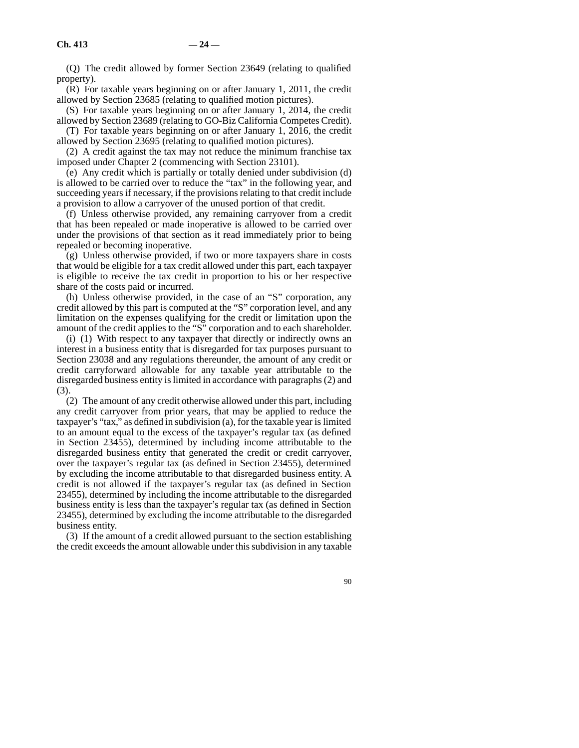(Q) The credit allowed by former Section 23649 (relating to qualified property).

(R) For taxable years beginning on or after January 1, 2011, the credit allowed by Section 23685 (relating to qualified motion pictures).

(S) For taxable years beginning on or after January 1, 2014, the credit allowed by Section 23689 (relating to GO-Biz California Competes Credit).

(T) For taxable years beginning on or after January 1, 2016, the credit allowed by Section 23695 (relating to qualified motion pictures).

(2) A credit against the tax may not reduce the minimum franchise tax imposed under Chapter 2 (commencing with Section 23101).

(e) Any credit which is partially or totally denied under subdivision (d) is allowed to be carried over to reduce the "tax" in the following year, and succeeding years if necessary, if the provisions relating to that credit include a provision to allow a carryover of the unused portion of that credit.

(f) Unless otherwise provided, any remaining carryover from a credit that has been repealed or made inoperative is allowed to be carried over under the provisions of that section as it read immediately prior to being repealed or becoming inoperative.

(g) Unless otherwise provided, if two or more taxpayers share in costs that would be eligible for a tax credit allowed under this part, each taxpayer is eligible to receive the tax credit in proportion to his or her respective share of the costs paid or incurred.

(h) Unless otherwise provided, in the case of an "S" corporation, any credit allowed by this part is computed at the "S" corporation level, and any limitation on the expenses qualifying for the credit or limitation upon the amount of the credit applies to the "S" corporation and to each shareholder.

(i) (1) With respect to any taxpayer that directly or indirectly owns an interest in a business entity that is disregarded for tax purposes pursuant to Section 23038 and any regulations thereunder, the amount of any credit or credit carryforward allowable for any taxable year attributable to the disregarded business entity is limited in accordance with paragraphs (2) and (3).

(2) The amount of any credit otherwise allowed under this part, including any credit carryover from prior years, that may be applied to reduce the taxpayer's "tax," as defined in subdivision (a), for the taxable year is limited to an amount equal to the excess of the taxpayer's regular tax (as defined in Section 23455), determined by including income attributable to the disregarded business entity that generated the credit or credit carryover, over the taxpayer's regular tax (as defined in Section 23455), determined by excluding the income attributable to that disregarded business entity. A credit is not allowed if the taxpayer's regular tax (as defined in Section 23455), determined by including the income attributable to the disregarded business entity is less than the taxpayer's regular tax (as defined in Section 23455), determined by excluding the income attributable to the disregarded business entity.

(3) If the amount of a credit allowed pursuant to the section establishing the credit exceeds the amount allowable under this subdivision in any taxable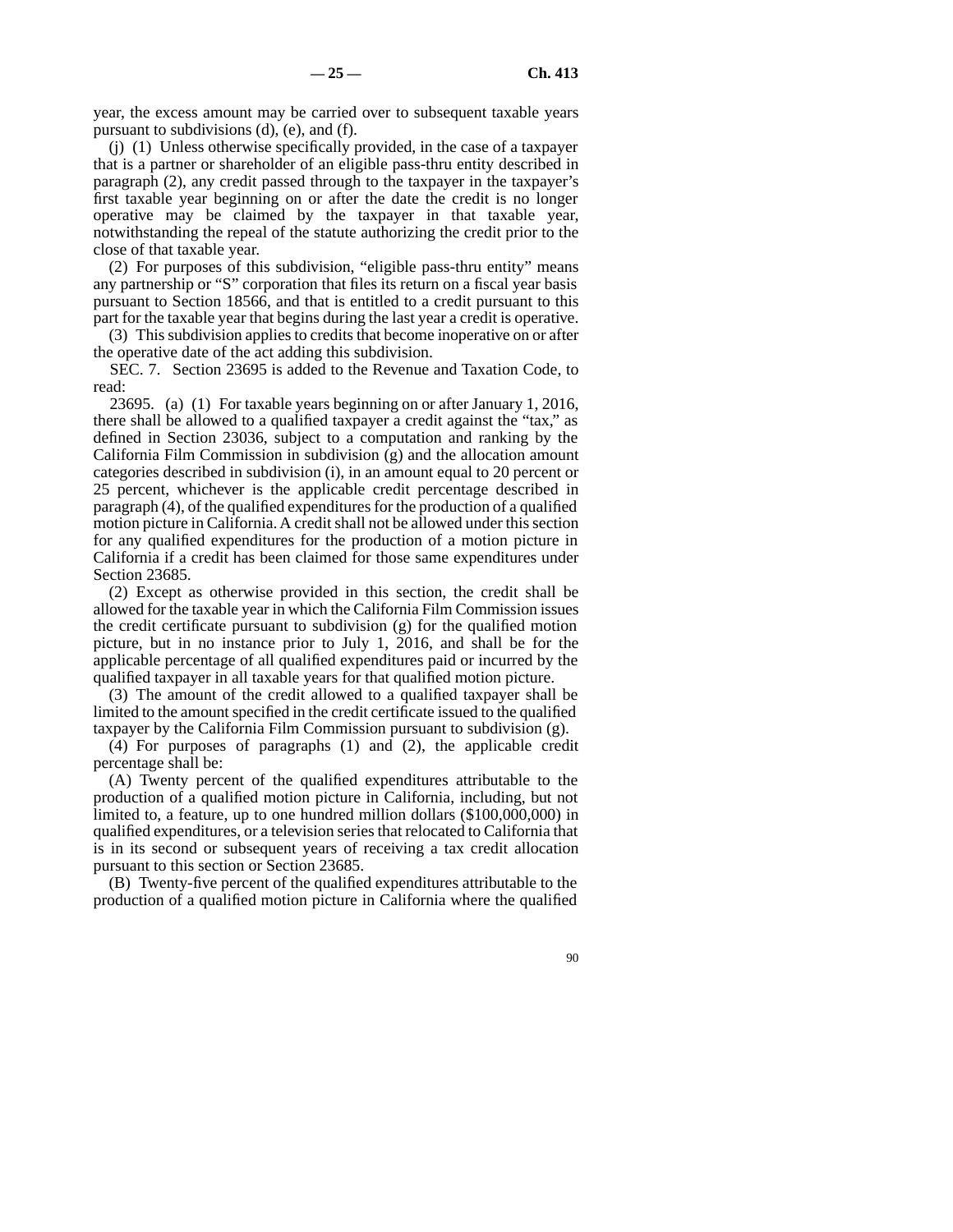year, the excess amount may be carried over to subsequent taxable years pursuant to subdivisions (d), (e), and (f).

(j) (1) Unless otherwise specifically provided, in the case of a taxpayer that is a partner or shareholder of an eligible pass-thru entity described in paragraph (2), any credit passed through to the taxpayer in the taxpayer's first taxable year beginning on or after the date the credit is no longer operative may be claimed by the taxpayer in that taxable year, notwithstanding the repeal of the statute authorizing the credit prior to the close of that taxable year.

(2) For purposes of this subdivision, "eligible pass-thru entity" means any partnership or "S" corporation that files its return on a fiscal year basis pursuant to Section 18566, and that is entitled to a credit pursuant to this part for the taxable year that begins during the last year a credit is operative.

(3) This subdivision applies to credits that become inoperative on or after the operative date of the act adding this subdivision.

SEC. 7. Section 23695 is added to the Revenue and Taxation Code, to read:

23695. (a) (1) For taxable years beginning on or after January 1, 2016, there shall be allowed to a qualified taxpayer a credit against the "tax," as defined in Section 23036, subject to a computation and ranking by the California Film Commission in subdivision (g) and the allocation amount categories described in subdivision (i), in an amount equal to 20 percent or 25 percent, whichever is the applicable credit percentage described in paragraph (4), of the qualified expenditures for the production of a qualified motion picture in California. A credit shall not be allowed under this section for any qualified expenditures for the production of a motion picture in California if a credit has been claimed for those same expenditures under Section 23685.

(2) Except as otherwise provided in this section, the credit shall be allowed for the taxable year in which the California Film Commission issues the credit certificate pursuant to subdivision (g) for the qualified motion picture, but in no instance prior to July 1, 2016, and shall be for the applicable percentage of all qualified expenditures paid or incurred by the qualified taxpayer in all taxable years for that qualified motion picture.

(3) The amount of the credit allowed to a qualified taxpayer shall be limited to the amount specified in the credit certificate issued to the qualified taxpayer by the California Film Commission pursuant to subdivision (g).

(4) For purposes of paragraphs (1) and (2), the applicable credit percentage shall be:

(A) Twenty percent of the qualified expenditures attributable to the production of a qualified motion picture in California, including, but not limited to, a feature, up to one hundred million dollars ($100,000,000) in qualified expenditures, or a television series that relocated to California that is in its second or subsequent years of receiving a tax credit allocation pursuant to this section or Section 23685.

(B) Twenty-five percent of the qualified expenditures attributable to the production of a qualified motion picture in California where the qualified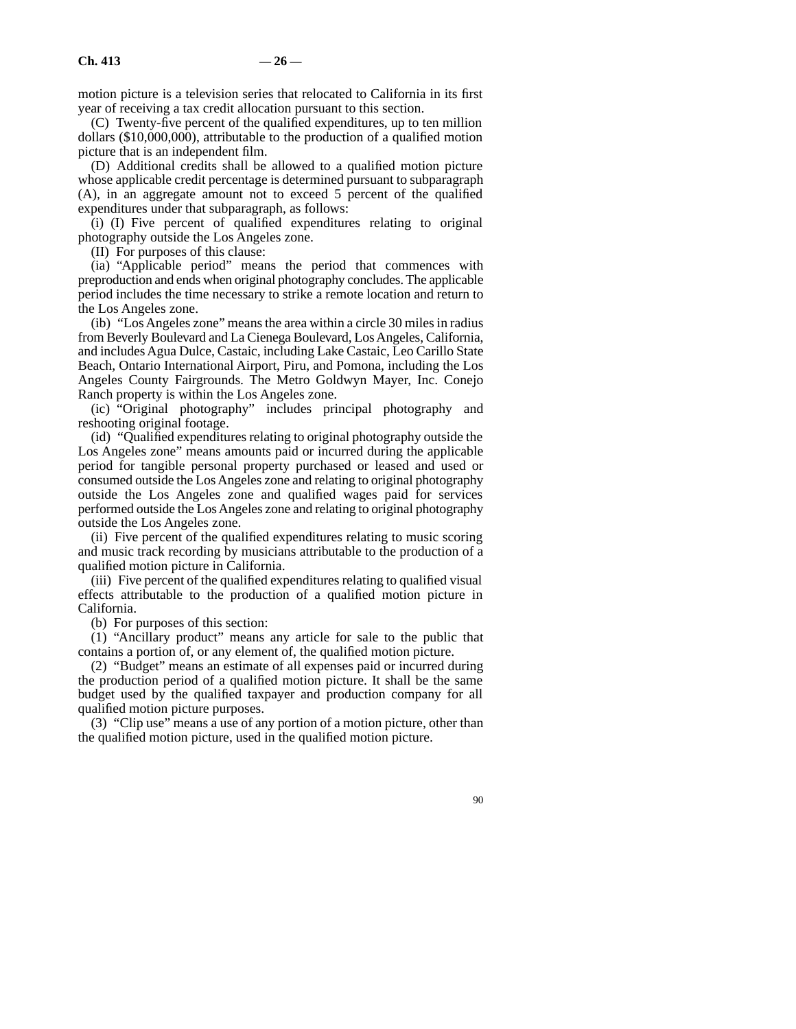motion picture is a television series that relocated to California in its first year of receiving a tax credit allocation pursuant to this section.

(C) Twenty-five percent of the qualified expenditures, up to ten million dollars ($10,000,000), attributable to the production of a qualified motion picture that is an independent film.

(D) Additional credits shall be allowed to a qualified motion picture whose applicable credit percentage is determined pursuant to subparagraph (A), in an aggregate amount not to exceed 5 percent of the qualified expenditures under that subparagraph, as follows:

(i) (I) Five percent of qualified expenditures relating to original photography outside the Los Angeles zone.

(II) For purposes of this clause:

(ia) "Applicable period" means the period that commences with preproduction and ends when original photography concludes. The applicable period includes the time necessary to strike a remote location and return to the Los Angeles zone.

(ib) "Los Angeles zone" means the area within a circle 30 miles in radius from Beverly Boulevard and La Cienega Boulevard, Los Angeles, California, and includes Agua Dulce, Castaic, including Lake Castaic, Leo Carillo State Beach, Ontario International Airport, Piru, and Pomona, including the Los Angeles County Fairgrounds. The Metro Goldwyn Mayer, Inc. Conejo Ranch property is within the Los Angeles zone.

(ic) "Original photography" includes principal photography and reshooting original footage.

(id) "Qualified expenditures relating to original photography outside the Los Angeles zone" means amounts paid or incurred during the applicable period for tangible personal property purchased or leased and used or consumed outside the Los Angeles zone and relating to original photography outside the Los Angeles zone and qualified wages paid for services performed outside the Los Angeles zone and relating to original photography outside the Los Angeles zone.

(ii) Five percent of the qualified expenditures relating to music scoring and music track recording by musicians attributable to the production of a qualified motion picture in California.

(iii) Five percent of the qualified expenditures relating to qualified visual effects attributable to the production of a qualified motion picture in California.

(b) For purposes of this section:

(1) "Ancillary product" means any article for sale to the public that contains a portion of, or any element of, the qualified motion picture.

(2) "Budget" means an estimate of all expenses paid or incurred during the production period of a qualified motion picture. It shall be the same budget used by the qualified taxpayer and production company for all qualified motion picture purposes.

(3) "Clip use" means a use of any portion of a motion picture, other than the qualified motion picture, used in the qualified motion picture.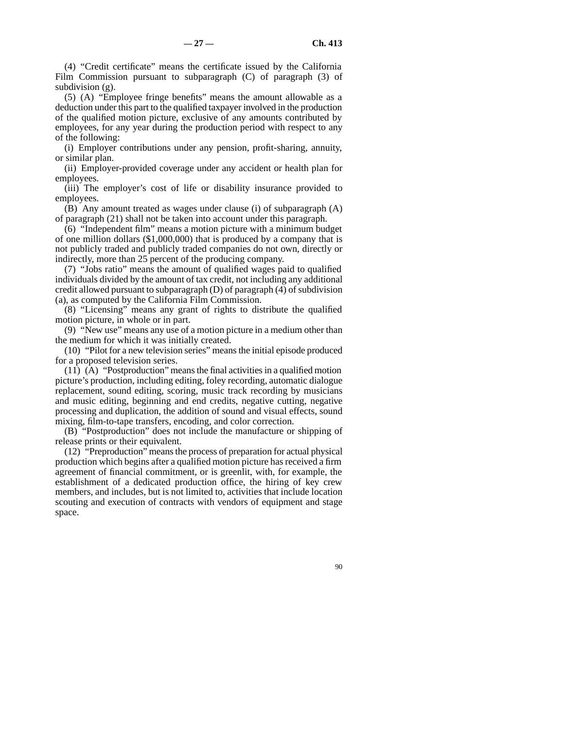(4) "Credit certificate" means the certificate issued by the California Film Commission pursuant to subparagraph (C) of paragraph (3) of subdivision (g).

(5) (A) "Employee fringe benefits" means the amount allowable as a deduction under this part to the qualified taxpayer involved in the production of the qualified motion picture, exclusive of any amounts contributed by employees, for any year during the production period with respect to any of the following:

(i) Employer contributions under any pension, profit-sharing, annuity, or similar plan.

(ii) Employer-provided coverage under any accident or health plan for employees.

(iii) The employer's cost of life or disability insurance provided to employees.

(B) Any amount treated as wages under clause (i) of subparagraph (A) of paragraph (21) shall not be taken into account under this paragraph.

(6) "Independent film" means a motion picture with a minimum budget of one million dollars ($1,000,000) that is produced by a company that is not publicly traded and publicly traded companies do not own, directly or indirectly, more than 25 percent of the producing company.

(7) "Jobs ratio" means the amount of qualified wages paid to qualified individuals divided by the amount of tax credit, not including any additional credit allowed pursuant to subparagraph (D) of paragraph (4) of subdivision (a), as computed by the California Film Commission.

(8) "Licensing" means any grant of rights to distribute the qualified motion picture, in whole or in part.

(9) "New use" means any use of a motion picture in a medium other than the medium for which it was initially created.

(10) "Pilot for a new television series" means the initial episode produced for a proposed television series.

(11) (A) "Postproduction" means the final activities in a qualified motion picture's production, including editing, foley recording, automatic dialogue replacement, sound editing, scoring, music track recording by musicians and music editing, beginning and end credits, negative cutting, negative processing and duplication, the addition of sound and visual effects, sound mixing, film-to-tape transfers, encoding, and color correction.

(B) "Postproduction" does not include the manufacture or shipping of release prints or their equivalent.

(12) "Preproduction" means the process of preparation for actual physical production which begins after a qualified motion picture has received a firm agreement of financial commitment, or is greenlit, with, for example, the establishment of a dedicated production office, the hiring of key crew members, and includes, but is not limited to, activities that include location scouting and execution of contracts with vendors of equipment and stage space.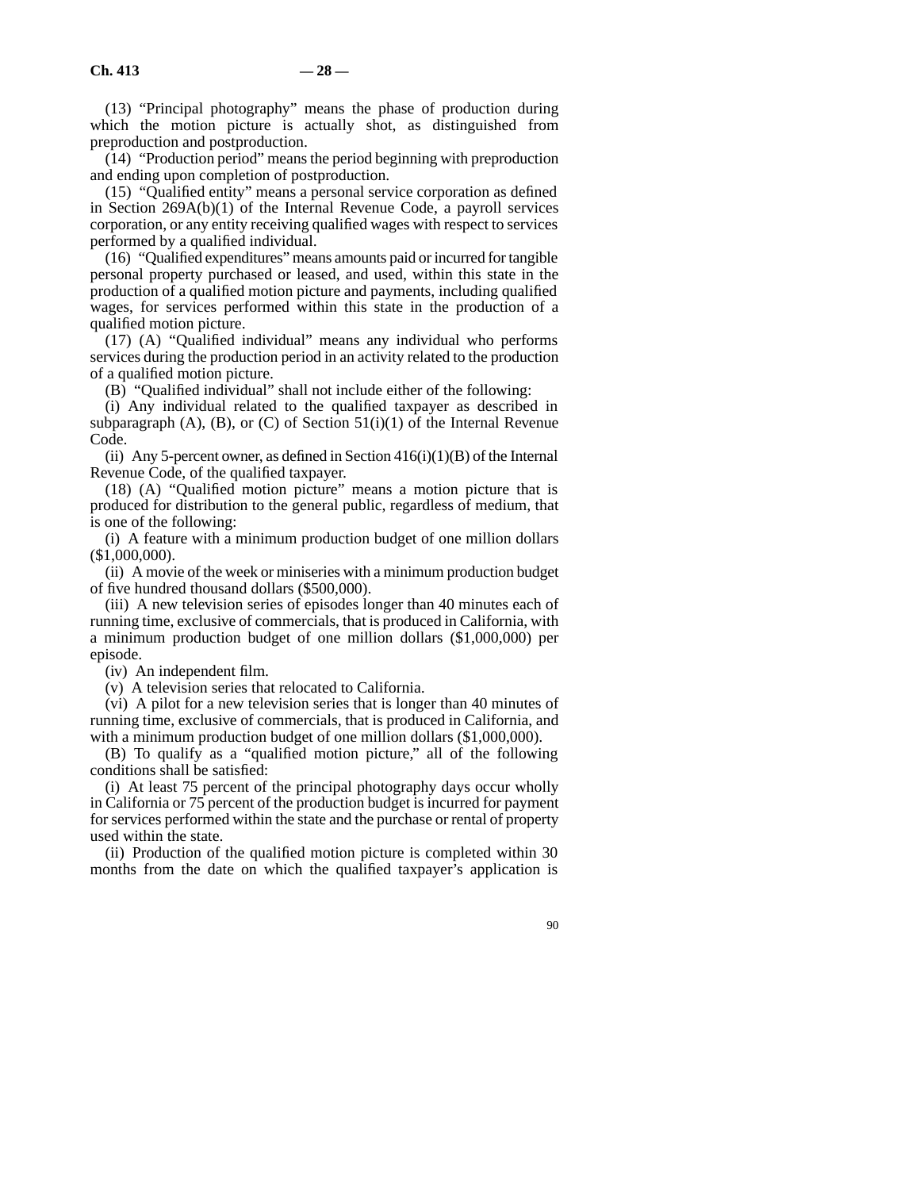(13) "Principal photography" means the phase of production during which the motion picture is actually shot, as distinguished from preproduction and postproduction.

(14) "Production period" means the period beginning with preproduction and ending upon completion of postproduction.

(15) "Qualified entity" means a personal service corporation as defined in Section 269A(b)(1) of the Internal Revenue Code, a payroll services corporation, or any entity receiving qualified wages with respect to services performed by a qualified individual.

(16) "Qualified expenditures" means amounts paid or incurred for tangible personal property purchased or leased, and used, within this state in the production of a qualified motion picture and payments, including qualified wages, for services performed within this state in the production of a qualified motion picture.

(17) (A) "Qualified individual" means any individual who performs services during the production period in an activity related to the production of a qualified motion picture.

(B) "Qualified individual" shall not include either of the following:

(i) Any individual related to the qualified taxpayer as described in subparagraph (A), (B), or (C) of Section 51(i)(1) of the Internal Revenue Code.

(ii) Any 5-percent owner, as defined in Section 416(i)(1)(B) of the Internal Revenue Code, of the qualified taxpayer.

(18) (A) "Qualified motion picture" means a motion picture that is produced for distribution to the general public, regardless of medium, that is one of the following:

(i) A feature with a minimum production budget of one million dollars ($1,000,000).

(ii) A movie of the week or miniseries with a minimum production budget of five hundred thousand dollars ($500,000).

(iii) A new television series of episodes longer than 40 minutes each of running time, exclusive of commercials, that is produced in California, with a minimum production budget of one million dollars ($1,000,000) per episode.

(iv) An independent film.

(v) A television series that relocated to California.

(vi) A pilot for a new television series that is longer than 40 minutes of running time, exclusive of commercials, that is produced in California, and with a minimum production budget of one million dollars ($1,000,000).

(B) To qualify as a "qualified motion picture," all of the following conditions shall be satisfied:

(i) At least 75 percent of the principal photography days occur wholly in California or 75 percent of the production budget is incurred for payment for services performed within the state and the purchase or rental of property used within the state.

(ii) Production of the qualified motion picture is completed within 30 months from the date on which the qualified taxpayer's application is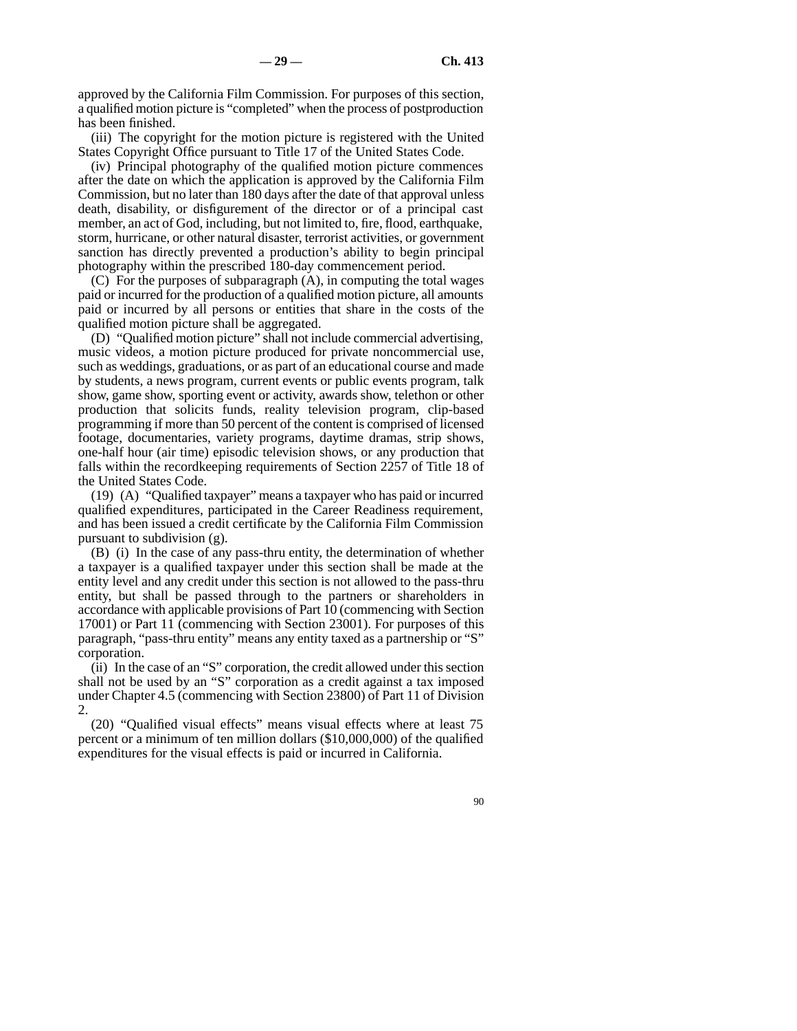approved by the California Film Commission. For purposes of this section, a qualified motion picture is "completed" when the process of postproduction has been finished.

(iii) The copyright for the motion picture is registered with the United States Copyright Office pursuant to Title 17 of the United States Code.

(iv) Principal photography of the qualified motion picture commences after the date on which the application is approved by the California Film Commission, but no later than 180 days after the date of that approval unless death, disability, or disfigurement of the director or of a principal cast member, an act of God, including, but not limited to, fire, flood, earthquake, storm, hurricane, or other natural disaster, terrorist activities, or government sanction has directly prevented a production's ability to begin principal photography within the prescribed 180-day commencement period.

(C) For the purposes of subparagraph (A), in computing the total wages paid or incurred for the production of a qualified motion picture, all amounts paid or incurred by all persons or entities that share in the costs of the qualified motion picture shall be aggregated.

(D) "Qualified motion picture" shall not include commercial advertising, music videos, a motion picture produced for private noncommercial use, such as weddings, graduations, or as part of an educational course and made by students, a news program, current events or public events program, talk show, game show, sporting event or activity, awards show, telethon or other production that solicits funds, reality television program, clip-based programming if more than 50 percent of the content is comprised of licensed footage, documentaries, variety programs, daytime dramas, strip shows, one-half hour (air time) episodic television shows, or any production that falls within the recordkeeping requirements of Section 2257 of Title 18 of the United States Code.

(19) (A) "Qualified taxpayer" means a taxpayer who has paid or incurred qualified expenditures, participated in the Career Readiness requirement, and has been issued a credit certificate by the California Film Commission pursuant to subdivision (g).

(B) (i) In the case of any pass-thru entity, the determination of whether a taxpayer is a qualified taxpayer under this section shall be made at the entity level and any credit under this section is not allowed to the pass-thru entity, but shall be passed through to the partners or shareholders in accordance with applicable provisions of Part 10 (commencing with Section 17001) or Part 11 (commencing with Section 23001). For purposes of this paragraph, "pass-thru entity" means any entity taxed as a partnership or "S" corporation.

(ii) In the case of an "S" corporation, the credit allowed under this section shall not be used by an "S" corporation as a credit against a tax imposed under Chapter 4.5 (commencing with Section 23800) of Part 11 of Division 2.

(20) "Qualified visual effects" means visual effects where at least 75 percent or a minimum of ten million dollars ($10,000,000) of the qualified expenditures for the visual effects is paid or incurred in California.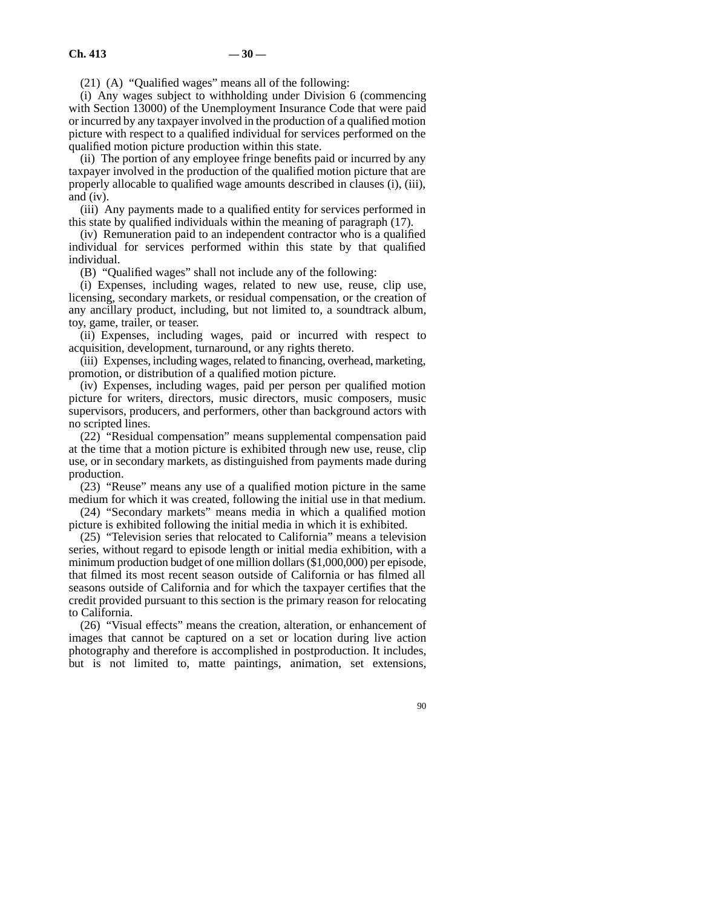(21) (A) "Qualified wages" means all of the following:

(i) Any wages subject to withholding under Division 6 (commencing with Section 13000) of the Unemployment Insurance Code that were paid or incurred by any taxpayer involved in the production of a qualified motion picture with respect to a qualified individual for services performed on the qualified motion picture production within this state.

(ii) The portion of any employee fringe benefits paid or incurred by any taxpayer involved in the production of the qualified motion picture that are properly allocable to qualified wage amounts described in clauses (i), (iii), and (iv).

(iii) Any payments made to a qualified entity for services performed in this state by qualified individuals within the meaning of paragraph (17).

(iv) Remuneration paid to an independent contractor who is a qualified individual for services performed within this state by that qualified individual.

(B) "Qualified wages" shall not include any of the following:

(i) Expenses, including wages, related to new use, reuse, clip use, licensing, secondary markets, or residual compensation, or the creation of any ancillary product, including, but not limited to, a soundtrack album, toy, game, trailer, or teaser.

(ii) Expenses, including wages, paid or incurred with respect to acquisition, development, turnaround, or any rights thereto.

(iii) Expenses, including wages, related to financing, overhead, marketing, promotion, or distribution of a qualified motion picture.

(iv) Expenses, including wages, paid per person per qualified motion picture for writers, directors, music directors, music composers, music supervisors, producers, and performers, other than background actors with no scripted lines.

(22) "Residual compensation" means supplemental compensation paid at the time that a motion picture is exhibited through new use, reuse, clip use, or in secondary markets, as distinguished from payments made during production.

(23) "Reuse" means any use of a qualified motion picture in the same medium for which it was created, following the initial use in that medium.

(24) "Secondary markets" means media in which a qualified motion picture is exhibited following the initial media in which it is exhibited.

(25) "Television series that relocated to California" means a television series, without regard to episode length or initial media exhibition, with a minimum production budget of one million dollars ($1,000,000) per episode, that filmed its most recent season outside of California or has filmed all seasons outside of California and for which the taxpayer certifies that the credit provided pursuant to this section is the primary reason for relocating to California.

(26) "Visual effects" means the creation, alteration, or enhancement of images that cannot be captured on a set or location during live action photography and therefore is accomplished in postproduction. It includes, but is not limited to, matte paintings, animation, set extensions,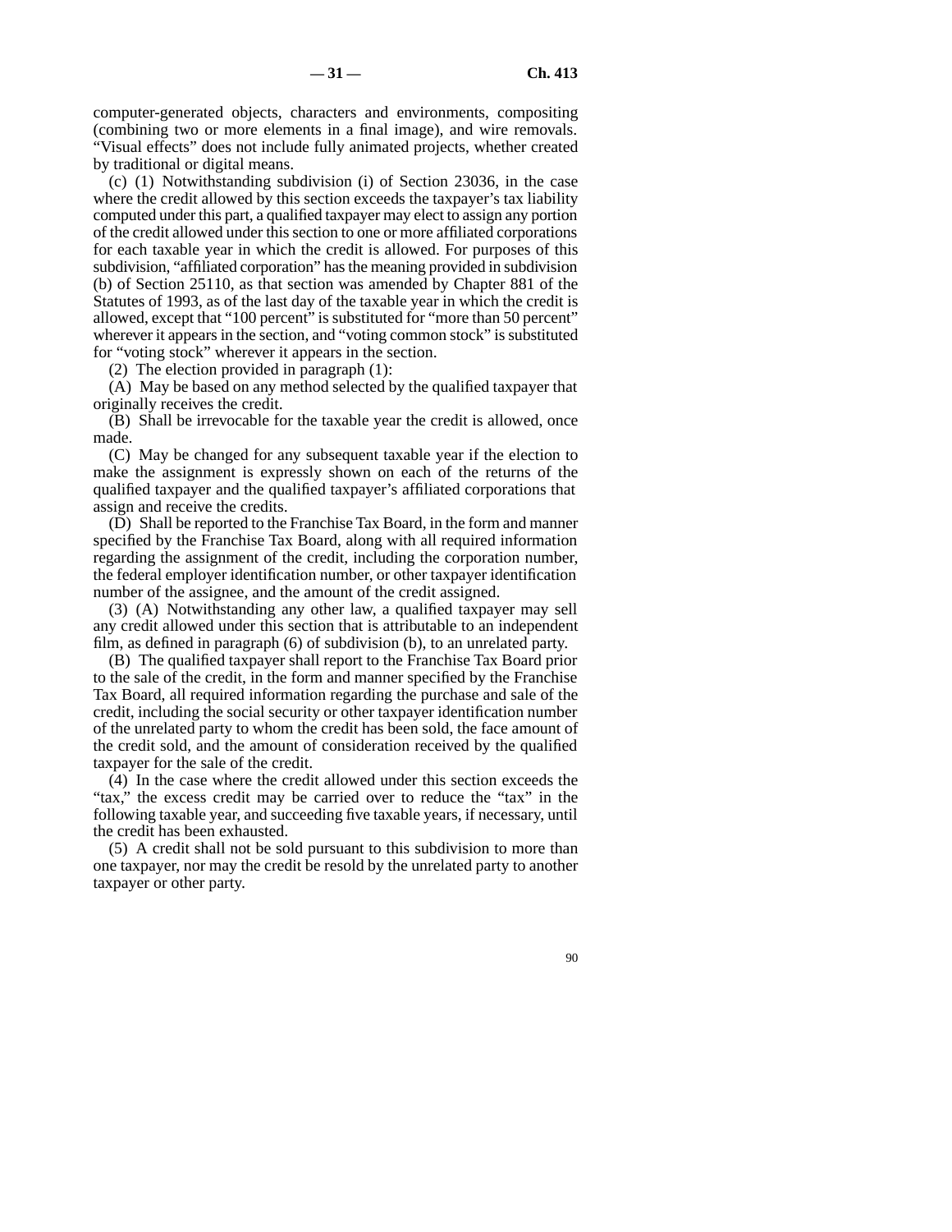computer-generated objects, characters and environments, compositing (combining two or more elements in a final image), and wire removals. "Visual effects" does not include fully animated projects, whether created by traditional or digital means.

(c) (1) Notwithstanding subdivision (i) of Section 23036, in the case where the credit allowed by this section exceeds the taxpayer's tax liability computed under this part, a qualified taxpayer may elect to assign any portion of the credit allowed under this section to one or more affiliated corporations for each taxable year in which the credit is allowed. For purposes of this subdivision, "affiliated corporation" has the meaning provided in subdivision (b) of Section 25110, as that section was amended by Chapter 881 of the Statutes of 1993, as of the last day of the taxable year in which the credit is allowed, except that "100 percent" is substituted for "more than 50 percent" wherever it appears in the section, and "voting common stock" is substituted for "voting stock" wherever it appears in the section.

(2) The election provided in paragraph (1):

(A) May be based on any method selected by the qualified taxpayer that originally receives the credit.

(B) Shall be irrevocable for the taxable year the credit is allowed, once made.

(C) May be changed for any subsequent taxable year if the election to make the assignment is expressly shown on each of the returns of the qualified taxpayer and the qualified taxpayer's affiliated corporations that assign and receive the credits.

(D) Shall be reported to the Franchise Tax Board, in the form and manner specified by the Franchise Tax Board, along with all required information regarding the assignment of the credit, including the corporation number, the federal employer identification number, or other taxpayer identification number of the assignee, and the amount of the credit assigned.

(3) (A) Notwithstanding any other law, a qualified taxpayer may sell any credit allowed under this section that is attributable to an independent film, as defined in paragraph (6) of subdivision (b), to an unrelated party.

(B) The qualified taxpayer shall report to the Franchise Tax Board prior to the sale of the credit, in the form and manner specified by the Franchise Tax Board, all required information regarding the purchase and sale of the credit, including the social security or other taxpayer identification number of the unrelated party to whom the credit has been sold, the face amount of the credit sold, and the amount of consideration received by the qualified taxpayer for the sale of the credit.

(4) In the case where the credit allowed under this section exceeds the "tax," the excess credit may be carried over to reduce the "tax" in the following taxable year, and succeeding five taxable years, if necessary, until the credit has been exhausted.

(5) A credit shall not be sold pursuant to this subdivision to more than one taxpayer, nor may the credit be resold by the unrelated party to another taxpayer or other party.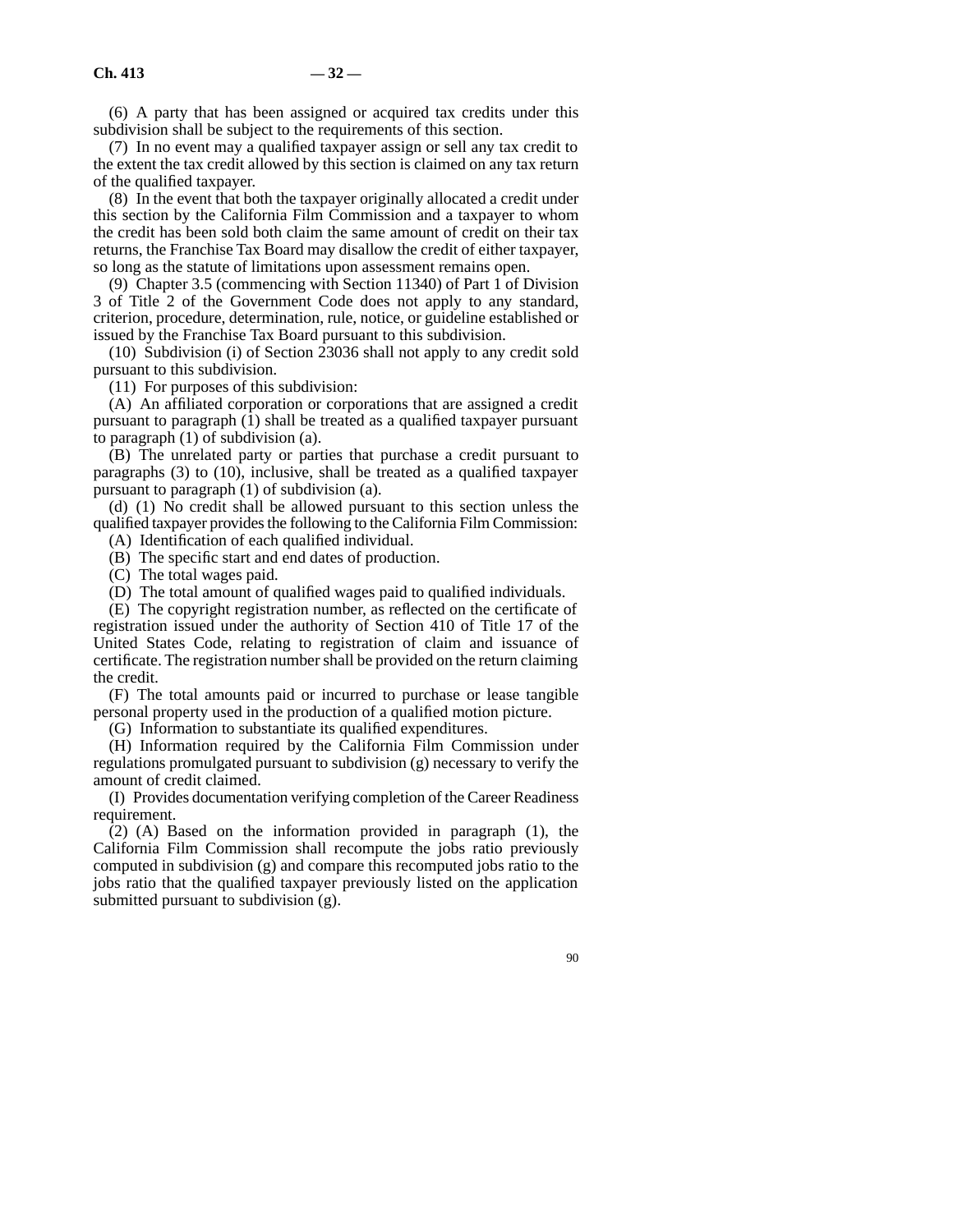(6) A party that has been assigned or acquired tax credits under this subdivision shall be subject to the requirements of this section.

(7) In no event may a qualified taxpayer assign or sell any tax credit to the extent the tax credit allowed by this section is claimed on any tax return of the qualified taxpayer.

(8) In the event that both the taxpayer originally allocated a credit under this section by the California Film Commission and a taxpayer to whom the credit has been sold both claim the same amount of credit on their tax returns, the Franchise Tax Board may disallow the credit of either taxpayer, so long as the statute of limitations upon assessment remains open.

(9) Chapter 3.5 (commencing with Section 11340) of Part 1 of Division 3 of Title 2 of the Government Code does not apply to any standard, criterion, procedure, determination, rule, notice, or guideline established or issued by the Franchise Tax Board pursuant to this subdivision.

(10) Subdivision (i) of Section 23036 shall not apply to any credit sold pursuant to this subdivision.

(11) For purposes of this subdivision:

(A) An affiliated corporation or corporations that are assigned a credit pursuant to paragraph (1) shall be treated as a qualified taxpayer pursuant to paragraph (1) of subdivision (a).

(B) The unrelated party or parties that purchase a credit pursuant to paragraphs (3) to (10), inclusive, shall be treated as a qualified taxpayer pursuant to paragraph (1) of subdivision (a).

(d) (1) No credit shall be allowed pursuant to this section unless the qualified taxpayer provides the following to the California Film Commission:

(A) Identification of each qualified individual.

(B) The specific start and end dates of production.

(C) The total wages paid.

(D) The total amount of qualified wages paid to qualified individuals.

(E) The copyright registration number, as reflected on the certificate of registration issued under the authority of Section 410 of Title 17 of the United States Code, relating to registration of claim and issuance of certificate. The registration number shall be provided on the return claiming the credit.

(F) The total amounts paid or incurred to purchase or lease tangible personal property used in the production of a qualified motion picture.

(G) Information to substantiate its qualified expenditures.

(H) Information required by the California Film Commission under regulations promulgated pursuant to subdivision (g) necessary to verify the amount of credit claimed.

(I) Provides documentation verifying completion of the Career Readiness requirement.

(2) (A) Based on the information provided in paragraph (1), the California Film Commission shall recompute the jobs ratio previously computed in subdivision (g) and compare this recomputed jobs ratio to the jobs ratio that the qualified taxpayer previously listed on the application submitted pursuant to subdivision (g).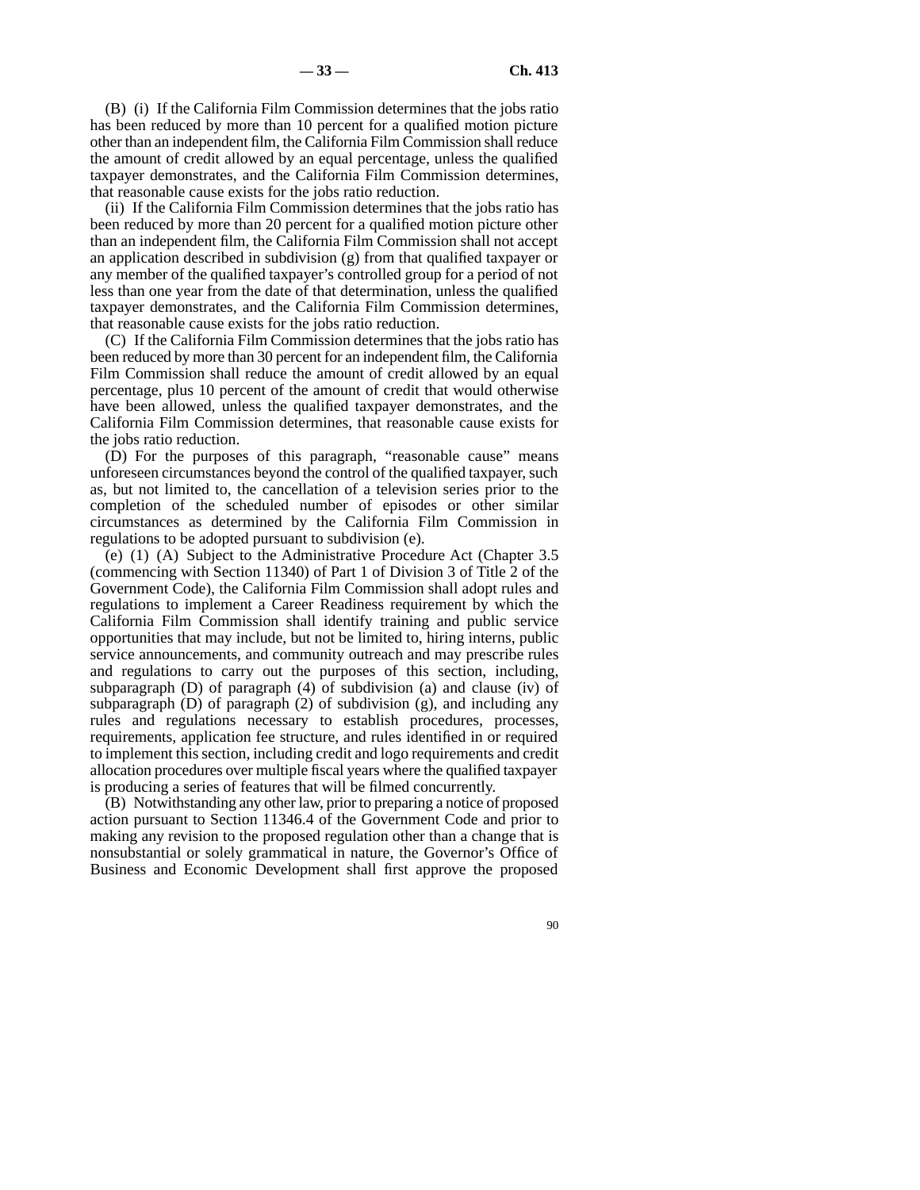(B) (i) If the California Film Commission determines that the jobs ratio has been reduced by more than 10 percent for a qualified motion picture other than an independent film, the California Film Commission shall reduce the amount of credit allowed by an equal percentage, unless the qualified taxpayer demonstrates, and the California Film Commission determines, that reasonable cause exists for the jobs ratio reduction.

(ii) If the California Film Commission determines that the jobs ratio has been reduced by more than 20 percent for a qualified motion picture other than an independent film, the California Film Commission shall not accept an application described in subdivision (g) from that qualified taxpayer or any member of the qualified taxpayer's controlled group for a period of not less than one year from the date of that determination, unless the qualified taxpayer demonstrates, and the California Film Commission determines, that reasonable cause exists for the jobs ratio reduction.

(C) If the California Film Commission determines that the jobs ratio has been reduced by more than 30 percent for an independent film, the California Film Commission shall reduce the amount of credit allowed by an equal percentage, plus 10 percent of the amount of credit that would otherwise have been allowed, unless the qualified taxpayer demonstrates, and the California Film Commission determines, that reasonable cause exists for the jobs ratio reduction.

(D) For the purposes of this paragraph, "reasonable cause" means unforeseen circumstances beyond the control of the qualified taxpayer, such as, but not limited to, the cancellation of a television series prior to the completion of the scheduled number of episodes or other similar circumstances as determined by the California Film Commission in regulations to be adopted pursuant to subdivision (e).

(e) (1) (A) Subject to the Administrative Procedure Act (Chapter 3.5 (commencing with Section 11340) of Part 1 of Division 3 of Title 2 of the Government Code), the California Film Commission shall adopt rules and regulations to implement a Career Readiness requirement by which the California Film Commission shall identify training and public service opportunities that may include, but not be limited to, hiring interns, public service announcements, and community outreach and may prescribe rules and regulations to carry out the purposes of this section, including, subparagraph (D) of paragraph (4) of subdivision (a) and clause (iv) of subparagraph (D) of paragraph (2) of subdivision (g), and including any rules and regulations necessary to establish procedures, processes, requirements, application fee structure, and rules identified in or required to implement this section, including credit and logo requirements and credit allocation procedures over multiple fiscal years where the qualified taxpayer is producing a series of features that will be filmed concurrently.

(B) Notwithstanding any other law, prior to preparing a notice of proposed action pursuant to Section 11346.4 of the Government Code and prior to making any revision to the proposed regulation other than a change that is nonsubstantial or solely grammatical in nature, the Governor's Office of Business and Economic Development shall first approve the proposed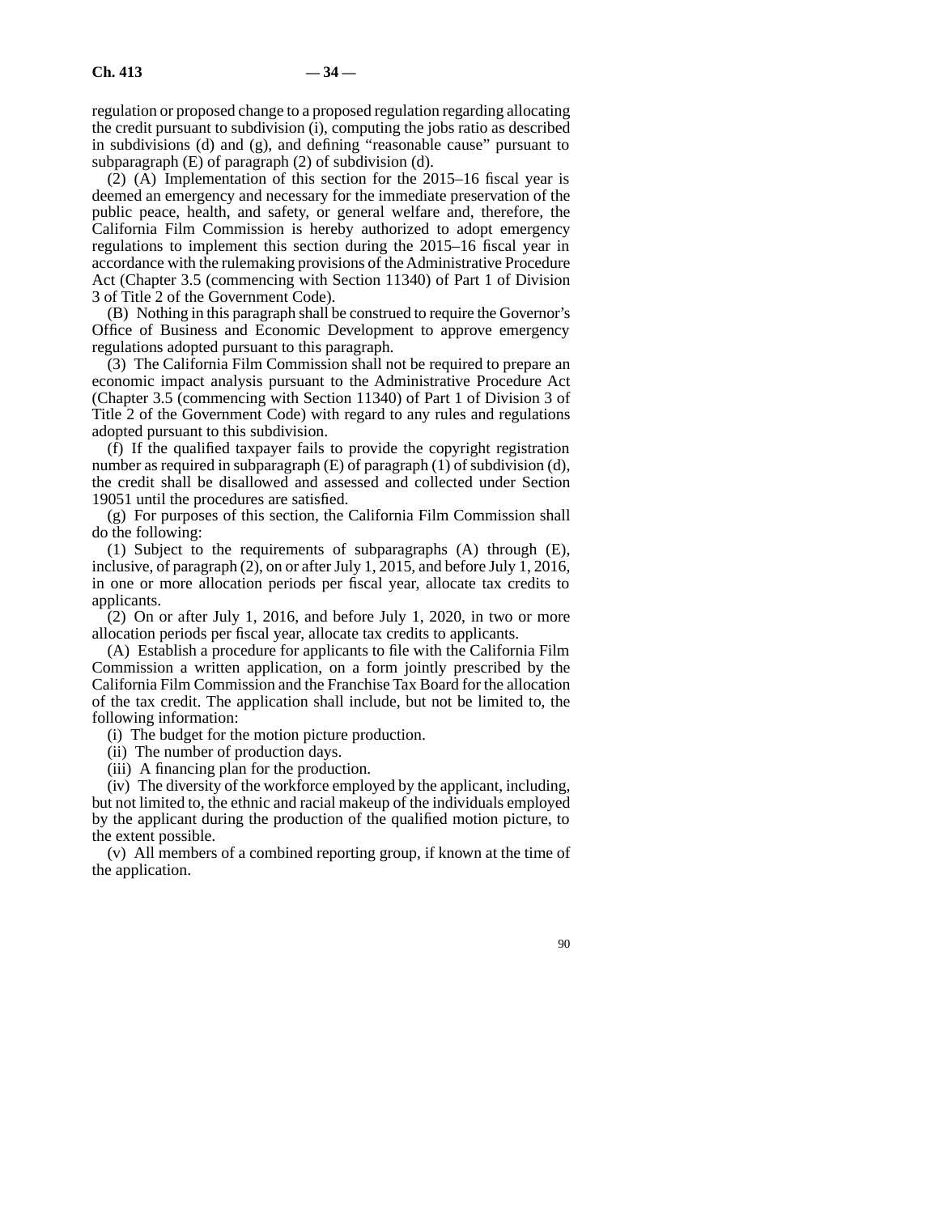regulation or proposed change to a proposed regulation regarding allocating the credit pursuant to subdivision (i), computing the jobs ratio as described in subdivisions (d) and (g), and defining "reasonable cause" pursuant to subparagraph (E) of paragraph (2) of subdivision (d).

(2) (A) Implementation of this section for the 2015–16 fiscal year is deemed an emergency and necessary for the immediate preservation of the public peace, health, and safety, or general welfare and, therefore, the California Film Commission is hereby authorized to adopt emergency regulations to implement this section during the 2015–16 fiscal year in accordance with the rulemaking provisions of the Administrative Procedure Act (Chapter 3.5 (commencing with Section 11340) of Part 1 of Division 3 of Title 2 of the Government Code).

(B) Nothing in this paragraph shall be construed to require the Governor's Office of Business and Economic Development to approve emergency regulations adopted pursuant to this paragraph.

(3) The California Film Commission shall not be required to prepare an economic impact analysis pursuant to the Administrative Procedure Act (Chapter 3.5 (commencing with Section 11340) of Part 1 of Division 3 of Title 2 of the Government Code) with regard to any rules and regulations adopted pursuant to this subdivision.

(f) If the qualified taxpayer fails to provide the copyright registration number as required in subparagraph (E) of paragraph (1) of subdivision (d), the credit shall be disallowed and assessed and collected under Section 19051 until the procedures are satisfied.

(g) For purposes of this section, the California Film Commission shall do the following:

(1) Subject to the requirements of subparagraphs (A) through (E), inclusive, of paragraph (2), on or after July 1, 2015, and before July 1, 2016, in one or more allocation periods per fiscal year, allocate tax credits to applicants.

(2) On or after July 1, 2016, and before July 1, 2020, in two or more allocation periods per fiscal year, allocate tax credits to applicants.

(A) Establish a procedure for applicants to file with the California Film Commission a written application, on a form jointly prescribed by the California Film Commission and the Franchise Tax Board for the allocation of the tax credit. The application shall include, but not be limited to, the following information:

(i) The budget for the motion picture production.

(ii) The number of production days.

(iii) A financing plan for the production.

(iv) The diversity of the workforce employed by the applicant, including, but not limited to, the ethnic and racial makeup of the individuals employed by the applicant during the production of the qualified motion picture, to the extent possible.

(v) All members of a combined reporting group, if known at the time of the application.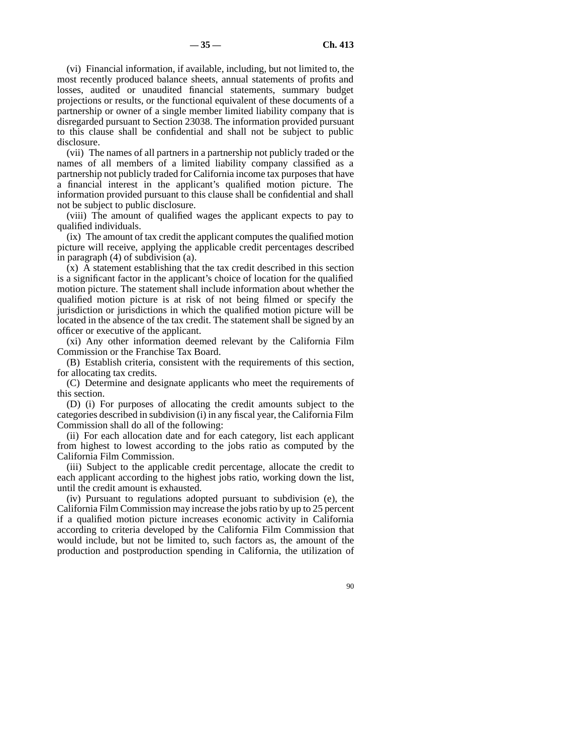(vi) Financial information, if available, including, but not limited to, the most recently produced balance sheets, annual statements of profits and losses, audited or unaudited financial statements, summary budget projections or results, or the functional equivalent of these documents of a partnership or owner of a single member limited liability company that is disregarded pursuant to Section 23038. The information provided pursuant to this clause shall be confidential and shall not be subject to public disclosure.

(vii) The names of all partners in a partnership not publicly traded or the names of all members of a limited liability company classified as a partnership not publicly traded for California income tax purposes that have a financial interest in the applicant's qualified motion picture. The information provided pursuant to this clause shall be confidential and shall not be subject to public disclosure.

(viii) The amount of qualified wages the applicant expects to pay to qualified individuals.

(ix) The amount of tax credit the applicant computes the qualified motion picture will receive, applying the applicable credit percentages described in paragraph (4) of subdivision (a).

(x) A statement establishing that the tax credit described in this section is a significant factor in the applicant's choice of location for the qualified motion picture. The statement shall include information about whether the qualified motion picture is at risk of not being filmed or specify the jurisdiction or jurisdictions in which the qualified motion picture will be located in the absence of the tax credit. The statement shall be signed by an officer or executive of the applicant.

(xi) Any other information deemed relevant by the California Film Commission or the Franchise Tax Board.

(B) Establish criteria, consistent with the requirements of this section, for allocating tax credits.

(C) Determine and designate applicants who meet the requirements of this section.

(D) (i) For purposes of allocating the credit amounts subject to the categories described in subdivision (i) in any fiscal year, the California Film Commission shall do all of the following:

(ii) For each allocation date and for each category, list each applicant from highest to lowest according to the jobs ratio as computed by the California Film Commission.

(iii) Subject to the applicable credit percentage, allocate the credit to each applicant according to the highest jobs ratio, working down the list, until the credit amount is exhausted.

(iv) Pursuant to regulations adopted pursuant to subdivision (e), the California Film Commission may increase the jobs ratio by up to 25 percent if a qualified motion picture increases economic activity in California according to criteria developed by the California Film Commission that would include, but not be limited to, such factors as, the amount of the production and postproduction spending in California, the utilization of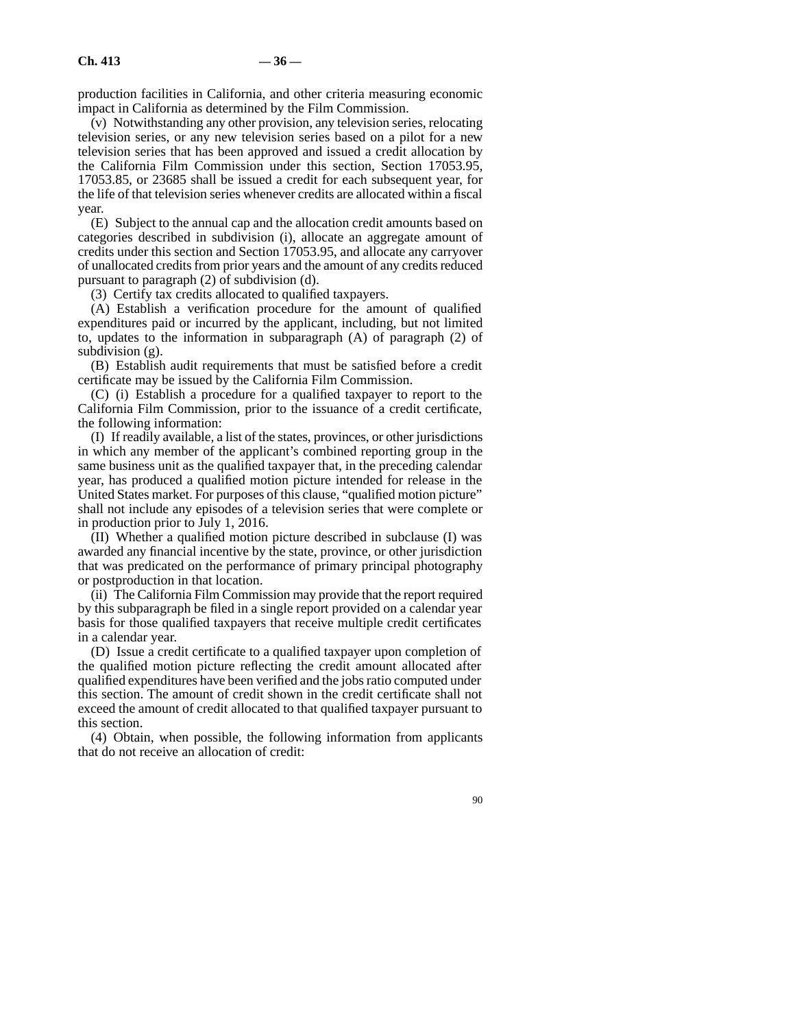production facilities in California, and other criteria measuring economic impact in California as determined by the Film Commission.

(v) Notwithstanding any other provision, any television series, relocating television series, or any new television series based on a pilot for a new television series that has been approved and issued a credit allocation by the California Film Commission under this section, Section 17053.95, 17053.85, or 23685 shall be issued a credit for each subsequent year, for the life of that television series whenever credits are allocated within a fiscal year.

(E) Subject to the annual cap and the allocation credit amounts based on categories described in subdivision (i), allocate an aggregate amount of credits under this section and Section 17053.95, and allocate any carryover of unallocated credits from prior years and the amount of any credits reduced pursuant to paragraph (2) of subdivision (d).

(3) Certify tax credits allocated to qualified taxpayers.

(A) Establish a verification procedure for the amount of qualified expenditures paid or incurred by the applicant, including, but not limited to, updates to the information in subparagraph (A) of paragraph (2) of subdivision (g).

(B) Establish audit requirements that must be satisfied before a credit certificate may be issued by the California Film Commission.

(C) (i) Establish a procedure for a qualified taxpayer to report to the California Film Commission, prior to the issuance of a credit certificate, the following information:

(I) If readily available, a list of the states, provinces, or other jurisdictions in which any member of the applicant's combined reporting group in the same business unit as the qualified taxpayer that, in the preceding calendar year, has produced a qualified motion picture intended for release in the United States market. For purposes of this clause, "qualified motion picture" shall not include any episodes of a television series that were complete or in production prior to July 1, 2016.

(II) Whether a qualified motion picture described in subclause (I) was awarded any financial incentive by the state, province, or other jurisdiction that was predicated on the performance of primary principal photography or postproduction in that location.

(ii) The California Film Commission may provide that the report required by this subparagraph be filed in a single report provided on a calendar year basis for those qualified taxpayers that receive multiple credit certificates in a calendar year.

(D) Issue a credit certificate to a qualified taxpayer upon completion of the qualified motion picture reflecting the credit amount allocated after qualified expenditures have been verified and the jobs ratio computed under this section. The amount of credit shown in the credit certificate shall not exceed the amount of credit allocated to that qualified taxpayer pursuant to this section.

(4) Obtain, when possible, the following information from applicants that do not receive an allocation of credit: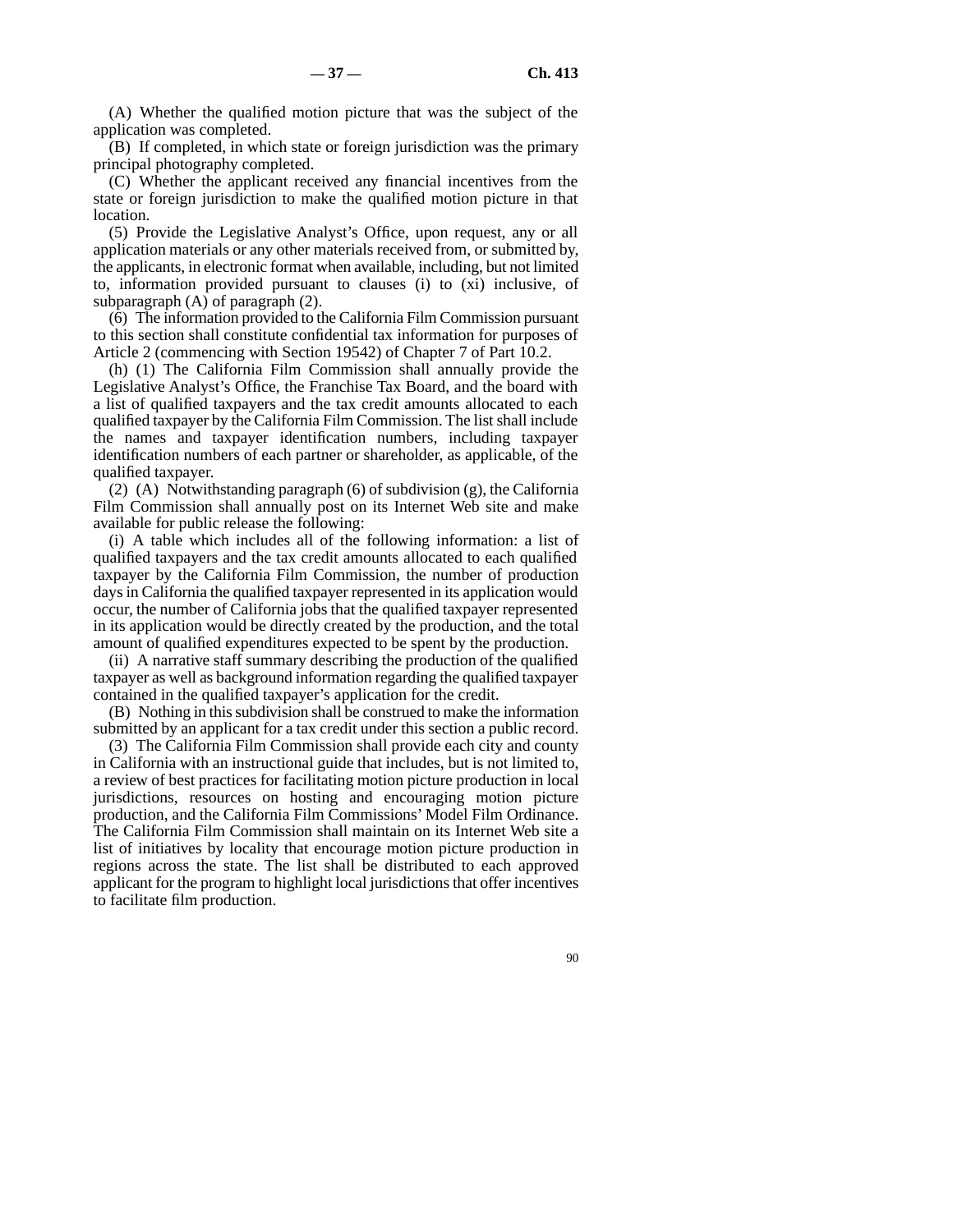(A) Whether the qualified motion picture that was the subject of the application was completed.

(B) If completed, in which state or foreign jurisdiction was the primary principal photography completed.

(C) Whether the applicant received any financial incentives from the state or foreign jurisdiction to make the qualified motion picture in that location.

(5) Provide the Legislative Analyst's Office, upon request, any or all application materials or any other materials received from, or submitted by, the applicants, in electronic format when available, including, but not limited to, information provided pursuant to clauses (i) to (xi) inclusive, of subparagraph (A) of paragraph (2).

(6) The information provided to the California Film Commission pursuant to this section shall constitute confidential tax information for purposes of Article 2 (commencing with Section 19542) of Chapter 7 of Part 10.2.

(h) (1) The California Film Commission shall annually provide the Legislative Analyst's Office, the Franchise Tax Board, and the board with a list of qualified taxpayers and the tax credit amounts allocated to each qualified taxpayer by the California Film Commission. The list shall include the names and taxpayer identification numbers, including taxpayer identification numbers of each partner or shareholder, as applicable, of the qualified taxpayer.

(2) (A) Notwithstanding paragraph (6) of subdivision (g), the California Film Commission shall annually post on its Internet Web site and make available for public release the following:

(i) A table which includes all of the following information: a list of qualified taxpayers and the tax credit amounts allocated to each qualified taxpayer by the California Film Commission, the number of production days in California the qualified taxpayer represented in its application would occur, the number of California jobs that the qualified taxpayer represented in its application would be directly created by the production, and the total amount of qualified expenditures expected to be spent by the production.

(ii) A narrative staff summary describing the production of the qualified taxpayer as well as background information regarding the qualified taxpayer contained in the qualified taxpayer's application for the credit.

(B) Nothing in this subdivision shall be construed to make the information submitted by an applicant for a tax credit under this section a public record.

(3) The California Film Commission shall provide each city and county in California with an instructional guide that includes, but is not limited to, a review of best practices for facilitating motion picture production in local jurisdictions, resources on hosting and encouraging motion picture production, and the California Film Commissions' Model Film Ordinance. The California Film Commission shall maintain on its Internet Web site a list of initiatives by locality that encourage motion picture production in regions across the state. The list shall be distributed to each approved applicant for the program to highlight local jurisdictions that offer incentives to facilitate film production.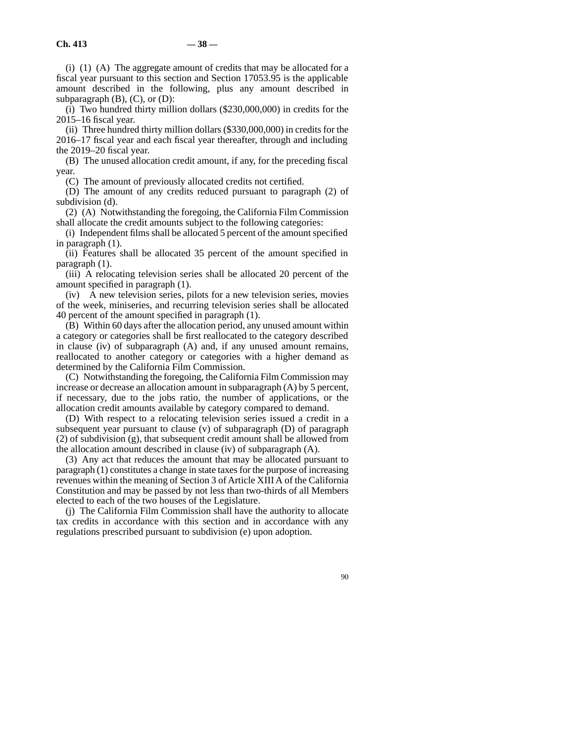(i) (1) (A) The aggregate amount of credits that may be allocated for a fiscal year pursuant to this section and Section 17053.95 is the applicable amount described in the following, plus any amount described in subparagraph (B), (C), or (D):

(i) Two hundred thirty million dollars ($230,000,000) in credits for the 2015–16 fiscal year.

(ii) Three hundred thirty million dollars ($330,000,000) in credits for the 2016–17 fiscal year and each fiscal year thereafter, through and including the 2019–20 fiscal year.

(B) The unused allocation credit amount, if any, for the preceding fiscal year.

(C) The amount of previously allocated credits not certified.

(D) The amount of any credits reduced pursuant to paragraph (2) of subdivision (d).

(2) (A) Notwithstanding the foregoing, the California Film Commission shall allocate the credit amounts subject to the following categories:

(i) Independent films shall be allocated 5 percent of the amount specified in paragraph (1).

(ii) Features shall be allocated 35 percent of the amount specified in paragraph (1).

(iii) A relocating television series shall be allocated 20 percent of the amount specified in paragraph (1).

(iv) A new television series, pilots for a new television series, movies of the week, miniseries, and recurring television series shall be allocated 40 percent of the amount specified in paragraph (1).

(B) Within 60 days after the allocation period, any unused amount within a category or categories shall be first reallocated to the category described in clause (iv) of subparagraph (A) and, if any unused amount remains, reallocated to another category or categories with a higher demand as determined by the California Film Commission.

(C) Notwithstanding the foregoing, the California Film Commission may increase or decrease an allocation amount in subparagraph (A) by 5 percent, if necessary, due to the jobs ratio, the number of applications, or the allocation credit amounts available by category compared to demand.

(D) With respect to a relocating television series issued a credit in a subsequent year pursuant to clause (v) of subparagraph (D) of paragraph (2) of subdivision (g), that subsequent credit amount shall be allowed from the allocation amount described in clause (iv) of subparagraph (A).

(3) Any act that reduces the amount that may be allocated pursuant to paragraph (1) constitutes a change in state taxes for the purpose of increasing revenues within the meaning of Section 3 of Article XIII A of the California Constitution and may be passed by not less than two-thirds of all Members elected to each of the two houses of the Legislature.

(j) The California Film Commission shall have the authority to allocate tax credits in accordance with this section and in accordance with any regulations prescribed pursuant to subdivision (e) upon adoption.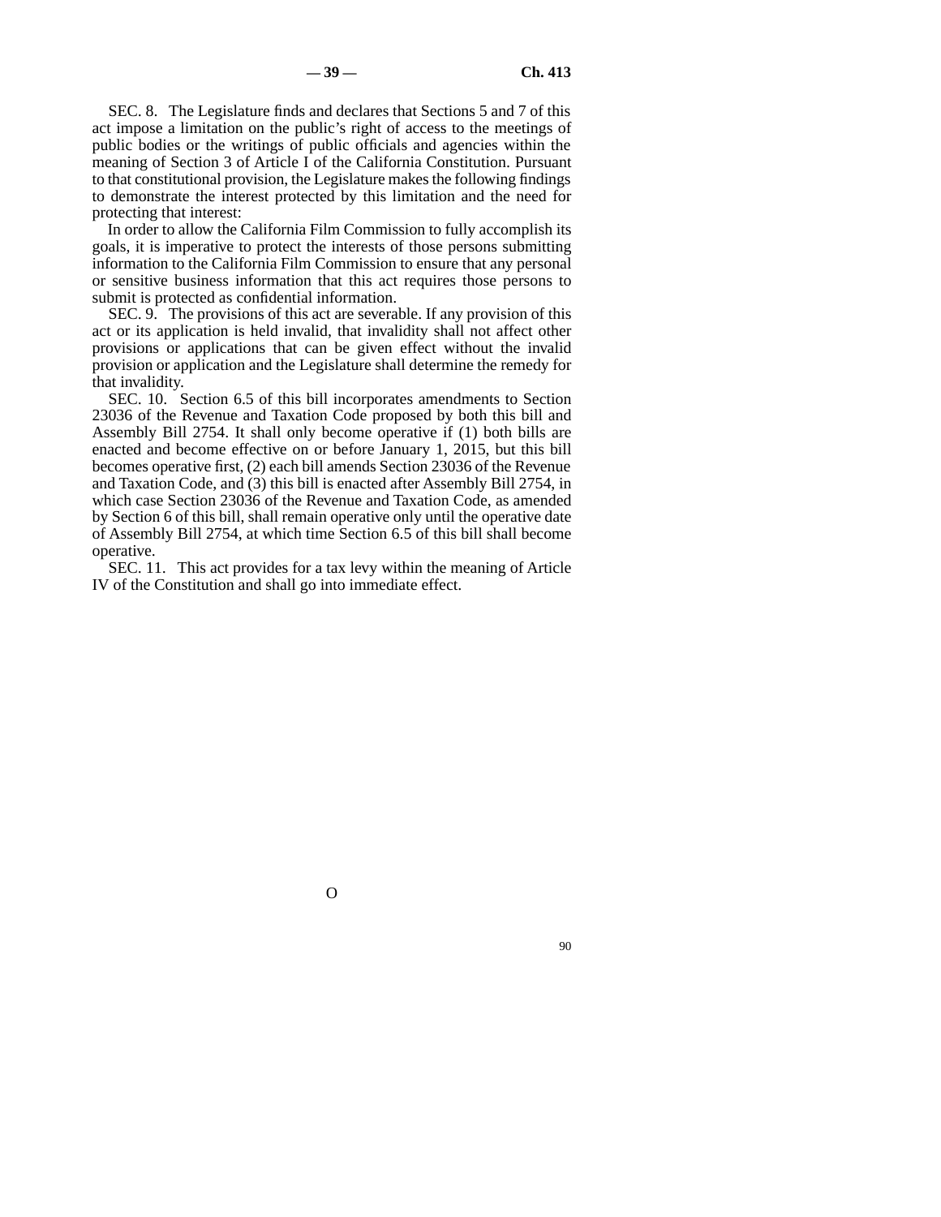SEC. 8. The Legislature finds and declares that Sections 5 and 7 of this act impose a limitation on the public's right of access to the meetings of public bodies or the writings of public officials and agencies within the meaning of Section 3 of Article I of the California Constitution. Pursuant to that constitutional provision, the Legislature makes the following findings to demonstrate the interest protected by this limitation and the need for protecting that interest:

In order to allow the California Film Commission to fully accomplish its goals, it is imperative to protect the interests of those persons submitting information to the California Film Commission to ensure that any personal or sensitive business information that this act requires those persons to submit is protected as confidential information.

SEC. 9. The provisions of this act are severable. If any provision of this act or its application is held invalid, that invalidity shall not affect other provisions or applications that can be given effect without the invalid provision or application and the Legislature shall determine the remedy for that invalidity.

SEC. 10. Section 6.5 of this bill incorporates amendments to Section 23036 of the Revenue and Taxation Code proposed by both this bill and Assembly Bill 2754. It shall only become operative if (1) both bills are enacted and become effective on or before January 1, 2015, but this bill becomes operative first, (2) each bill amends Section 23036 of the Revenue and Taxation Code, and (3) this bill is enacted after Assembly Bill 2754, in which case Section 23036 of the Revenue and Taxation Code, as amended by Section 6 of this bill, shall remain operative only until the operative date of Assembly Bill 2754, at which time Section 6.5 of this bill shall become operative.

SEC. 11. This act provides for a tax levy within the meaning of Article IV of the Constitution and shall go into immediate effect.

O